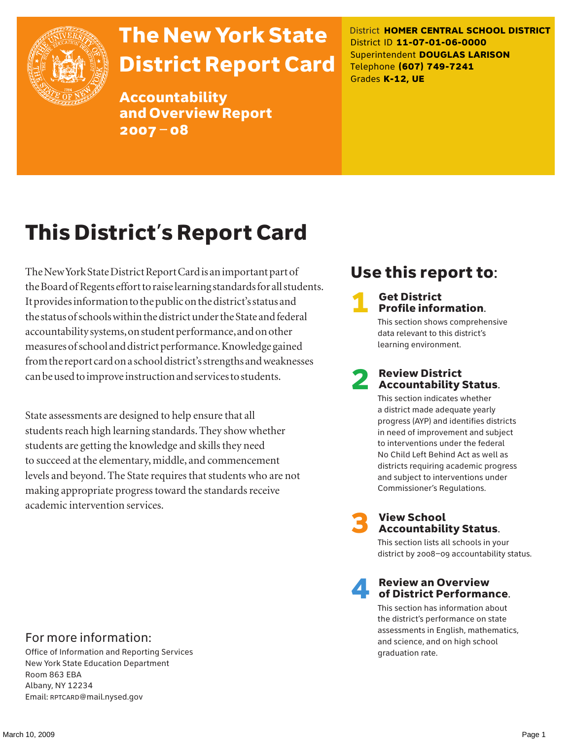# The New York State District Report Card

## Accountability and Overview Report 2007 – 08

District **HOMER CENTRAL SCHOOL DISTRICT**
District ID **11-07-01-06-0000**
Superintendent **DOUGLAS LARISON**
Telephone **(607) 749-7241**
Grades **K-12, UE**

# This District's Report Card

The New York State District Report Card is an important part of the Board of Regents effort to raise learning standards for all students. It provides information to the public on the district's status and the status of schools within the district under the State and federal accountability systems, on student performance, and on other measures of school and district performance. Knowledge gained from the report card on a school district's strengths and weaknesses can be used to improve instruction and services to students.

State assessments are designed to help ensure that all students reach high learning standards. They show whether students are getting the knowledge and skills they need to succeed at the elementary, middle, and commencement levels and beyond. The State requires that students who are not making appropriate progress toward the standards receive academic intervention services.

## Use this report to:

**1 Get District Profile information.**
This section shows comprehensive data relevant to this district's learning environment.

**2 Review District Accountability Status.**
This section indicates whether a district made adequate yearly progress (AYP) and identifies districts in need of improvement and subject to interventions under the federal No Child Left Behind Act as well as districts requiring academic progress and subject to interventions under Commissioner's Regulations.

**3 View School Accountability Status.**
This section lists all schools in your district by 2008–09 accountability status.

**4 Review an Overview of District Performance.**
This section has information about the district's performance on state assessments in English, mathematics, and science, and on high school graduation rate.

## For more information:

Office of Information and Reporting Services
New York State Education Department
Room 863 EBA
Albany, NY 12234
Email: RPTCARD@mail.nysed.gov

March 10, 2009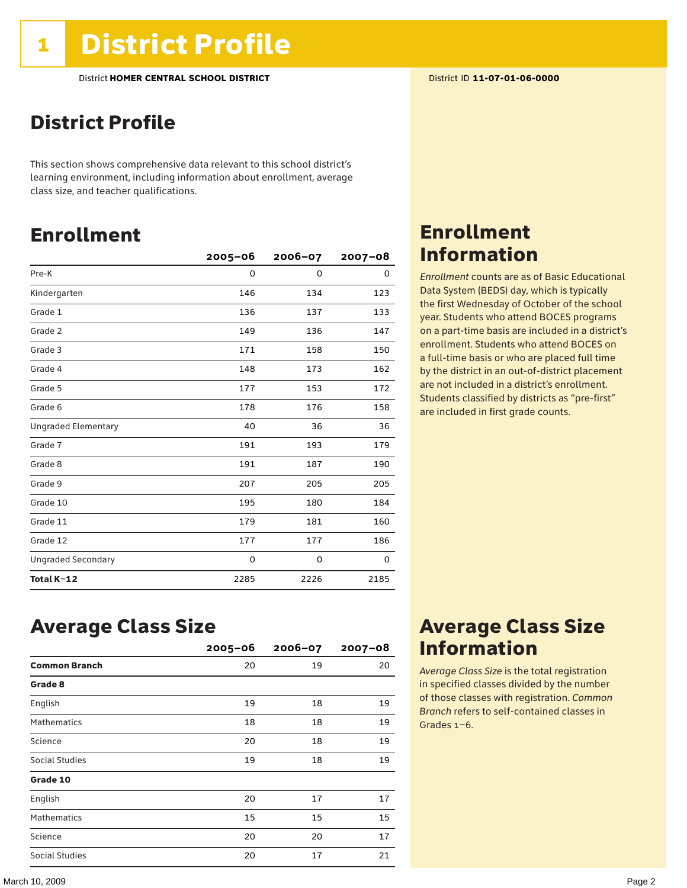# 1 District Profile

District **HOMER CENTRAL SCHOOL DISTRICT**

District ID **11-07-01-06-0000**

## District Profile

This section shows comprehensive data relevant to this school district's learning environment, including information about enrollment, average class size, and teacher qualifications.

## Enrollment

| | 2005–06 | 2006–07 | 2007–08 |
|---|---|---|---|
| Pre-K | 0 | 0 | 0 |
| Kindergarten | 146 | 134 | 123 |
| Grade 1 | 136 | 137 | 133 |
| Grade 2 | 149 | 136 | 147 |
| Grade 3 | 171 | 158 | 150 |
| Grade 4 | 148 | 173 | 162 |
| Grade 5 | 177 | 153 | 172 |
| Grade 6 | 178 | 176 | 158 |
| Ungraded Elementary | 40 | 36 | 36 |
| Grade 7 | 191 | 193 | 179 |
| Grade 8 | 191 | 187 | 190 |
| Grade 9 | 207 | 205 | 205 |
| Grade 10 | 195 | 180 | 184 |
| Grade 11 | 179 | 181 | 160 |
| Grade 12 | 177 | 177 | 186 |
| Ungraded Secondary | 0 | 0 | 0 |
| **Total K–12** | 2285 | 2226 | 2185 |

## Enrollment Information

*Enrollment* counts are as of Basic Educational Data System (BEDS) day, which is typically the first Wednesday of October of the school year. Students who attend BOCES programs on a part-time basis are included in a district's enrollment. Students who attend BOCES on a full-time basis or who are placed full time by the district in an out-of-district placement are not included in a district's enrollment. Students classified by districts as "pre-first" are included in first grade counts.

## Average Class Size

| | 2005–06 | 2006–07 | 2007–08 |
|---|---|---|---|
| **Common Branch** | 20 | 19 | 20 |
| **Grade 8** | | | |
| English | 19 | 18 | 19 |
| Mathematics | 18 | 18 | 19 |
| Science | 20 | 18 | 19 |
| Social Studies | 19 | 18 | 19 |
| **Grade 10** | | | |
| English | 20 | 17 | 17 |
| Mathematics | 15 | 15 | 15 |
| Science | 20 | 20 | 17 |
| Social Studies | 20 | 17 | 21 |

## Average Class Size Information

*Average Class Size* is the total registration in specified classes divided by the number of those classes with registration. *Common Branch* refers to self-contained classes in Grades 1–6.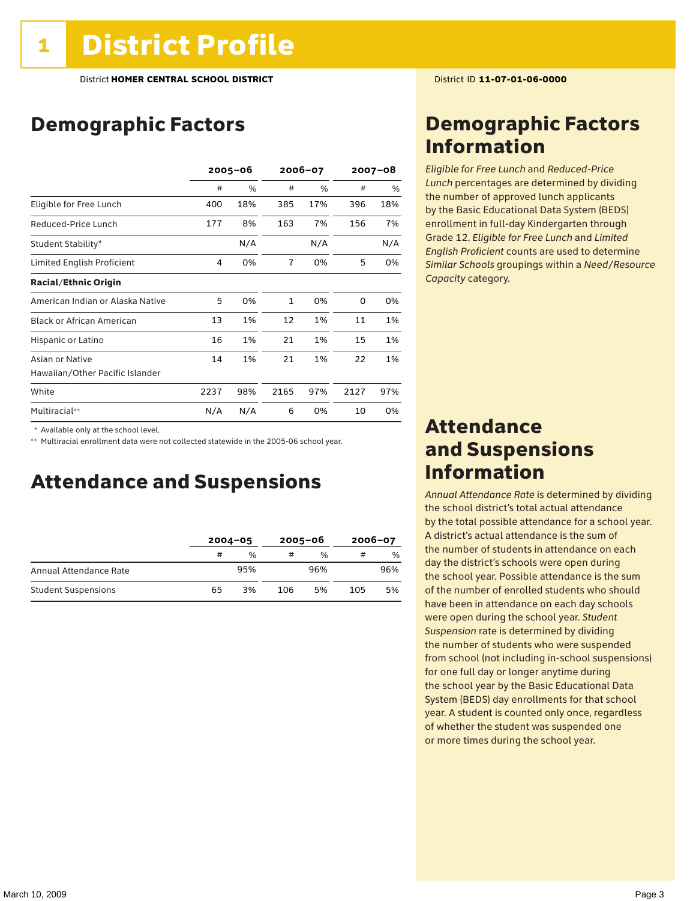# 1 District Profile

District **HOMER CENTRAL SCHOOL DISTRICT**

District ID **11-07-01-06-0000**

## Demographic Factors

| | 2005–06 | | 2006–07 | | 2007–08 | |
|---|---|---|---|---|---|---|
| | # | % | # | % | # | % |
| Eligible for Free Lunch | 400 | 18% | 385 | 17% | 396 | 18% |
| Reduced-Price Lunch | 177 | 8% | 163 | 7% | 156 | 7% |
| Student Stability* | | N/A | | N/A | | N/A |
| Limited English Proficient | 4 | 0% | 7 | 0% | 5 | 0% |
| **Racial/Ethnic Origin** | | | | | | |
| American Indian or Alaska Native | 5 | 0% | 1 | 0% | 0 | 0% |
| Black or African American | 13 | 1% | 12 | 1% | 11 | 1% |
| Hispanic or Latino | 16 | 1% | 21 | 1% | 15 | 1% |
| Asian or Native Hawaiian/Other Pacific Islander | 14 | 1% | 21 | 1% | 22 | 1% |
| White | 2237 | 98% | 2165 | 97% | 2127 | 97% |
| Multiracial** | N/A | N/A | 6 | 0% | 10 | 0% |

\* Available only at the school level.

** Multiracial enrollment data were not collected statewide in the 2005-06 school year.

## Attendance and Suspensions

| | 2004–05 | | 2005–06 | | 2006–07 | |
|---|---|---|---|---|---|---|
| | # | % | # | % | # | % |
| Annual Attendance Rate | | 95% | | 96% | | 96% |
| Student Suspensions | 65 | 3% | 106 | 5% | 105 | 5% |

## Demographic Factors Information

*Eligible for Free Lunch* and *Reduced-Price Lunch* percentages are determined by dividing the number of approved lunch applicants by the Basic Educational Data System (BEDS) enrollment in full-day Kindergarten through Grade 12. *Eligible for Free Lunch* and *Limited English Proficient* counts are used to determine *Similar Schools* groupings within a *Need/Resource Capacity* category.

## Attendance and Suspensions Information

*Annual Attendance Rate* is determined by dividing the school district's total actual attendance by the total possible attendance for a school year. A district's actual attendance is the sum of the number of students in attendance on each day the district's schools were open during the school year. Possible attendance is the sum of the number of enrolled students who should have been in attendance on each day schools were open during the school year. *Student Suspension* rate is determined by dividing the number of students who were suspended from school (not including in-school suspensions) for one full day or longer anytime during the school year by the Basic Educational Data System (BEDS) day enrollments for that school year. A student is counted only once, regardless of whether the student was suspended one or more times during the school year.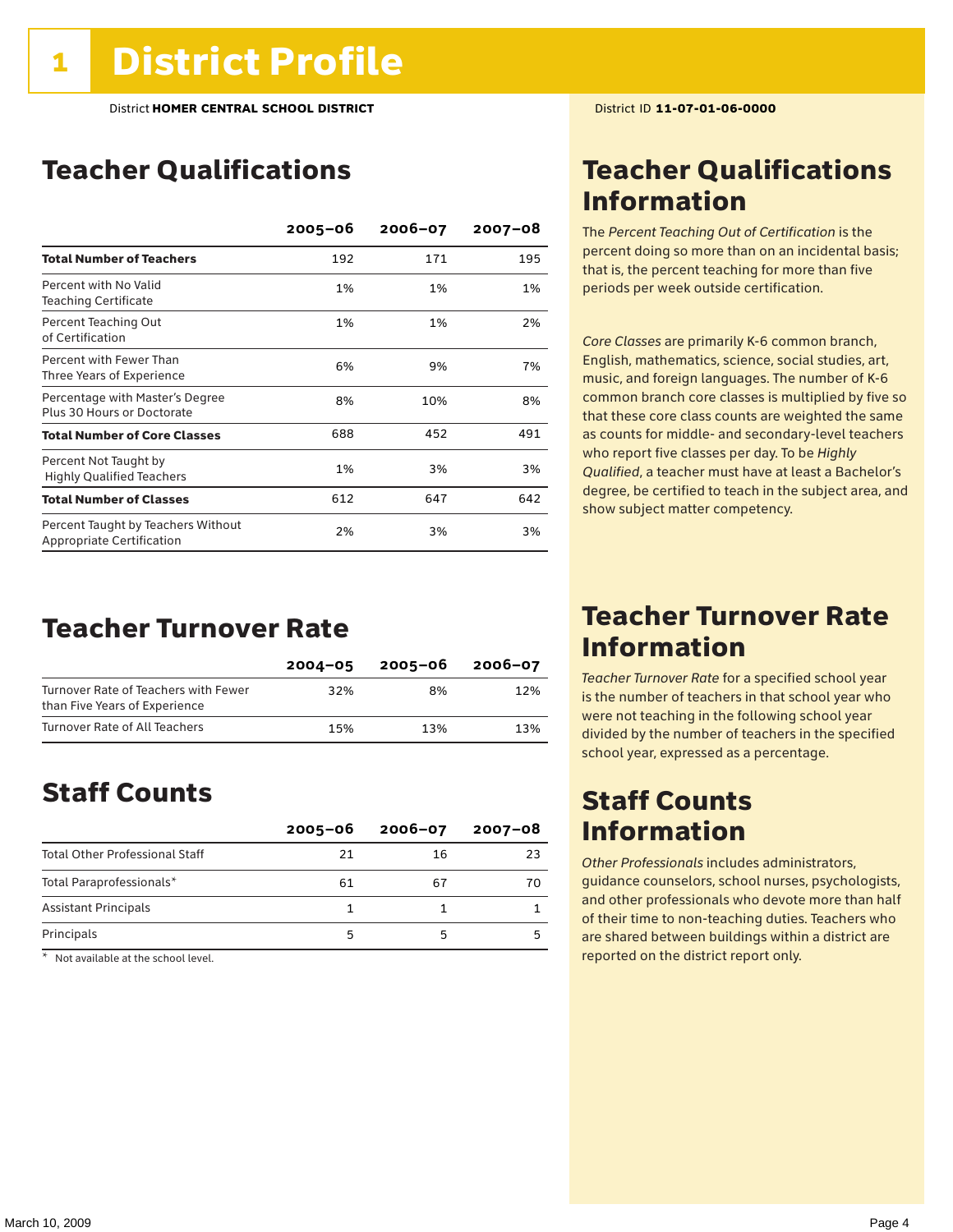# 1 District Profile

District **HOMER CENTRAL SCHOOL DISTRICT**

District ID **11-07-01-06-0000**

## Teacher Qualifications

| | 2005–06 | 2006–07 | 2007–08 |
|---|---|---|---|
| **Total Number of Teachers** | 192 | 171 | 195 |
| Percent with No Valid Teaching Certificate | 1% | 1% | 1% |
| Percent Teaching Out of Certification | 1% | 1% | 2% |
| Percent with Fewer Than Three Years of Experience | 6% | 9% | 7% |
| Percentage with Master's Degree Plus 30 Hours or Doctorate | 8% | 10% | 8% |
| **Total Number of Core Classes** | 688 | 452 | 491 |
| Percent Not Taught by Highly Qualified Teachers | 1% | 3% | 3% |
| **Total Number of Classes** | 612 | 647 | 642 |
| Percent Taught by Teachers Without Appropriate Certification | 2% | 3% | 3% |

## Teacher Qualifications Information

The *Percent Teaching Out of Certification* is the percent doing so more than on an incidental basis; that is, the percent teaching for more than five periods per week outside certification.

*Core Classes* are primarily K-6 common branch, English, mathematics, science, social studies, art, music, and foreign languages. The number of K-6 common branch core classes is multiplied by five so that these core class counts are weighted the same as counts for middle- and secondary-level teachers who report five classes per day. To be *Highly Qualified*, a teacher must have at least a Bachelor's degree, be certified to teach in the subject area, and show subject matter competency.

## Teacher Turnover Rate

| | 2004–05 | 2005–06 | 2006–07 |
|---|---|---|---|
| Turnover Rate of Teachers with Fewer than Five Years of Experience | 32% | 8% | 12% |
| Turnover Rate of All Teachers | 15% | 13% | 13% |

## Teacher Turnover Rate Information

*Teacher Turnover Rate* for a specified school year is the number of teachers in that school year who were not teaching in the following school year divided by the number of teachers in the specified school year, expressed as a percentage.

## Staff Counts

| | 2005–06 | 2006–07 | 2007–08 |
|---|---|---|---|
| Total Other Professional Staff | 21 | 16 | 23 |
| Total Paraprofessionals* | 61 | 67 | 70 |
| Assistant Principals | 1 | 1 | 1 |
| Principals | 5 | 5 | 5 |

\* Not available at the school level.

## Staff Counts Information

*Other Professionals* includes administrators, guidance counselors, school nurses, psychologists, and other professionals who devote more than half of their time to non-teaching duties. Teachers who are shared between buildings within a district are reported on the district report only.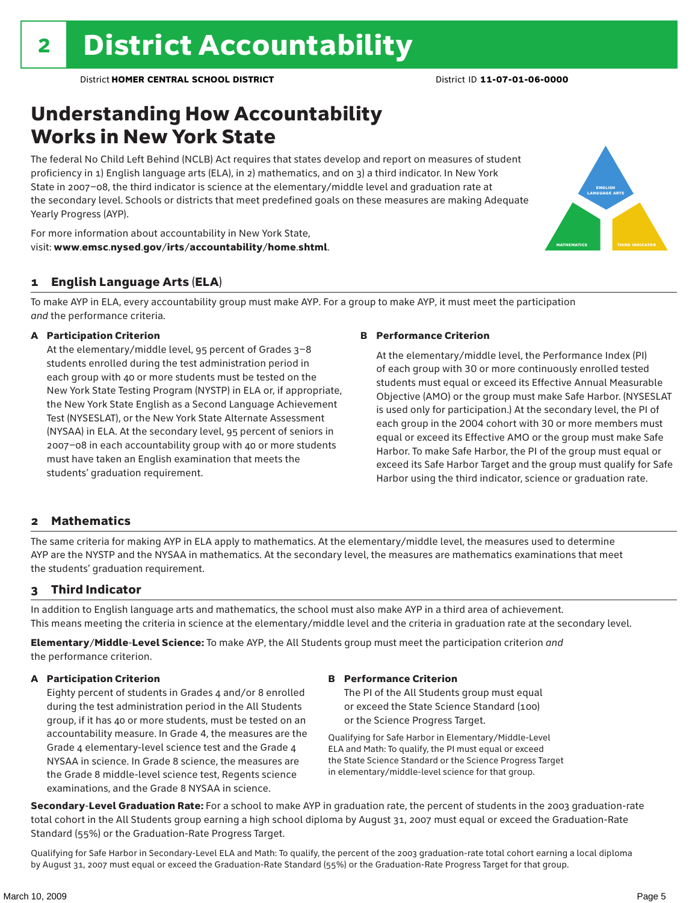# 2 District Accountability

District **HOMER CENTRAL SCHOOL DISTRICT** District ID **11-07-01-06-0000**

## Understanding How Accountability Works in New York State

The federal No Child Left Behind (NCLB) Act requires that states develop and report on measures of student proficiency in 1) English language arts (ELA), in 2) mathematics, and on 3) a third indicator. In New York State in 2007–08, the third indicator is science at the elementary/middle level and graduation rate at the secondary level. Schools or districts that meet predefined goals on these measures are making Adequate Yearly Progress (AYP).

For more information about accountability in New York State, visit: **www.emsc.nysed.gov/irts/accountability/home.shtml**.

### 1 English Language Arts (ELA)

To make AYP in ELA, every accountability group must make AYP. For a group to make AYP, it must meet the participation *and* the performance criteria.

**A Participation Criterion**

At the elementary/middle level, 95 percent of Grades 3–8 students enrolled during the test administration period in each group with 40 or more students must be tested on the New York State Testing Program (NYSTP) in ELA or, if appropriate, the New York State English as a Second Language Achievement Test (NYSESLAT), or the New York State Alternate Assessment (NYSAA) in ELA. At the secondary level, 95 percent of seniors in 2007–08 in each accountability group with 40 or more students must have taken an English examination that meets the students' graduation requirement.

**B Performance Criterion**

At the elementary/middle level, the Performance Index (PI) of each group with 30 or more continuously enrolled tested students must equal or exceed its Effective Annual Measurable Objective (AMO) or the group must make Safe Harbor. (NYSESLAT is used only for participation.) At the secondary level, the PI of each group in the 2004 cohort with 30 or more members must equal or exceed its Effective AMO or the group must make Safe Harbor. To make Safe Harbor, the PI of the group must equal or exceed its Safe Harbor Target and the group must qualify for Safe Harbor using the third indicator, science or graduation rate.

### 2 Mathematics

The same criteria for making AYP in ELA apply to mathematics. At the elementary/middle level, the measures used to determine AYP are the NYSTP and the NYSAA in mathematics. At the secondary level, the measures are mathematics examinations that meet the students' graduation requirement.

### 3 Third Indicator

In addition to English language arts and mathematics, the school must also make AYP in a third area of achievement. This means meeting the criteria in science at the elementary/middle level and the criteria in graduation rate at the secondary level.

**Elementary/Middle-Level Science:** To make AYP, the All Students group must meet the participation criterion *and* the performance criterion.

**A Participation Criterion**

Eighty percent of students in Grades 4 and/or 8 enrolled during the test administration period in the All Students group, if it has 40 or more students, must be tested on an accountability measure. In Grade 4, the measures are the Grade 4 elementary-level science test and the Grade 4 NYSAA in science. In Grade 8 science, the measures are the Grade 8 middle-level science test, Regents science examinations, and the Grade 8 NYSAA in science.

**B Performance Criterion**

The PI of the All Students group must equal or exceed the State Science Standard (100) or the Science Progress Target.

Qualifying for Safe Harbor in Elementary/Middle-Level ELA and Math: To qualify, the PI must equal or exceed the State Science Standard or the Science Progress Target in elementary/middle-level science for that group.

**Secondary-Level Graduation Rate:** For a school to make AYP in graduation rate, the percent of students in the 2003 graduation-rate total cohort in the All Students group earning a high school diploma by August 31, 2007 must equal or exceed the Graduation-Rate Standard (55%) or the Graduation-Rate Progress Target.

Qualifying for Safe Harbor in Secondary-Level ELA and Math: To qualify, the percent of the 2003 graduation-rate total cohort earning a local diploma by August 31, 2007 must equal or exceed the Graduation-Rate Standard (55%) or the Graduation-Rate Progress Target for that group.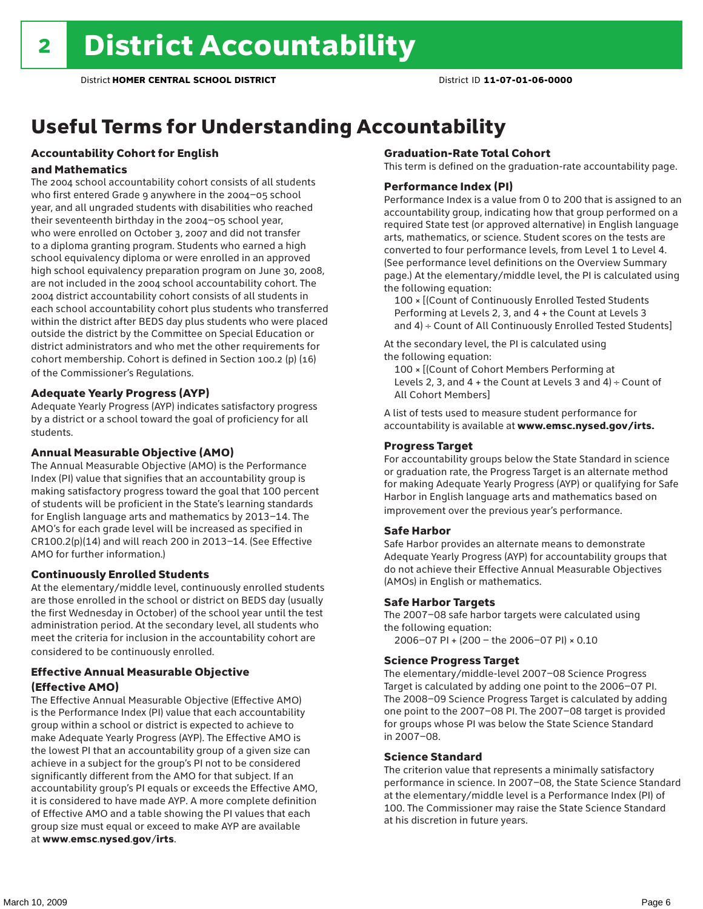# 2 District Accountability

District **HOMER CENTRAL SCHOOL DISTRICT** District ID **11-07-01-06-0000**

## Useful Terms for Understanding Accountability

### Accountability Cohort for English and Mathematics

The 2004 school accountability cohort consists of all students who first entered Grade 9 anywhere in the 2004–05 school year, and all ungraded students with disabilities who reached their seventeenth birthday in the 2004–05 school year, who were enrolled on October 3, 2007 and did not transfer to a diploma granting program. Students who earned a high school equivalency diploma or were enrolled in an approved high school equivalency preparation program on June 30, 2008, are not included in the 2004 school accountability cohort. The 2004 district accountability cohort consists of all students in each school accountability cohort plus students who transferred within the district after BEDS day plus students who were placed outside the district by the Committee on Special Education or district administrators and who met the other requirements for cohort membership. Cohort is defined in Section 100.2 (p) (16) of the Commissioner's Regulations.

### Adequate Yearly Progress (AYP)

Adequate Yearly Progress (AYP) indicates satisfactory progress by a district or a school toward the goal of proficiency for all students.

### Annual Measurable Objective (AMO)

The Annual Measurable Objective (AMO) is the Performance Index (PI) value that signifies that an accountability group is making satisfactory progress toward the goal that 100 percent of students will be proficient in the State's learning standards for English language arts and mathematics by 2013–14. The AMO's for each grade level will be increased as specified in CR100.2(p)(14) and will reach 200 in 2013–14. (See Effective AMO for further information.)

### Continuously Enrolled Students

At the elementary/middle level, continuously enrolled students are those enrolled in the school or district on BEDS day (usually the first Wednesday in October) of the school year until the test administration period. At the secondary level, all students who meet the criteria for inclusion in the accountability cohort are considered to be continuously enrolled.

### Effective Annual Measurable Objective (Effective AMO)

The Effective Annual Measurable Objective (Effective AMO) is the Performance Index (PI) value that each accountability group within a school or district is expected to achieve to make Adequate Yearly Progress (AYP). The Effective AMO is the lowest PI that an accountability group of a given size can achieve in a subject for the group's PI not to be considered significantly different from the AMO for that subject. If an accountability group's PI equals or exceeds the Effective AMO, it is considered to have made AYP. A more complete definition of Effective AMO and a table showing the PI values that each group size must equal or exceed to make AYP are available at **www.emsc.nysed.gov/irts**.

### Graduation-Rate Total Cohort

This term is defined on the graduation-rate accountability page.

### Performance Index (PI)

Performance Index is a value from 0 to 200 that is assigned to an accountability group, indicating how that group performed on a required State test (or approved alternative) in English language arts, mathematics, or science. Student scores on the tests are converted to four performance levels, from Level 1 to Level 4. (See performance level definitions on the Overview Summary page.) At the elementary/middle level, the PI is calculated using the following equation:

100 × [(Count of Continuously Enrolled Tested Students Performing at Levels 2, 3, and 4 + the Count at Levels 3 and 4) ÷ Count of All Continuously Enrolled Tested Students]

At the secondary level, the PI is calculated using the following equation:

100 × [(Count of Cohort Members Performing at Levels 2, 3, and 4 + the Count at Levels 3 and 4) ÷ Count of All Cohort Members]

A list of tests used to measure student performance for accountability is available at **www.emsc.nysed.gov/irts.**

### Progress Target

For accountability groups below the State Standard in science or graduation rate, the Progress Target is an alternate method for making Adequate Yearly Progress (AYP) or qualifying for Safe Harbor in English language arts and mathematics based on improvement over the previous year's performance.

### Safe Harbor

Safe Harbor provides an alternate means to demonstrate Adequate Yearly Progress (AYP) for accountability groups that do not achieve their Effective Annual Measurable Objectives (AMOs) in English or mathematics.

### Safe Harbor Targets

The 2007–08 safe harbor targets were calculated using the following equation:

2006–07 PI + (200 – the 2006–07 PI) × 0.10

### Science Progress Target

The elementary/middle-level 2007–08 Science Progress Target is calculated by adding one point to the 2006–07 PI. The 2008–09 Science Progress Target is calculated by adding one point to the 2007–08 PI. The 2007–08 target is provided for groups whose PI was below the State Science Standard in 2007–08.

### Science Standard

The criterion value that represents a minimally satisfactory performance in science. In 2007–08, the State Science Standard at the elementary/middle level is a Performance Index (PI) of 100. The Commissioner may raise the State Science Standard at his discretion in future years.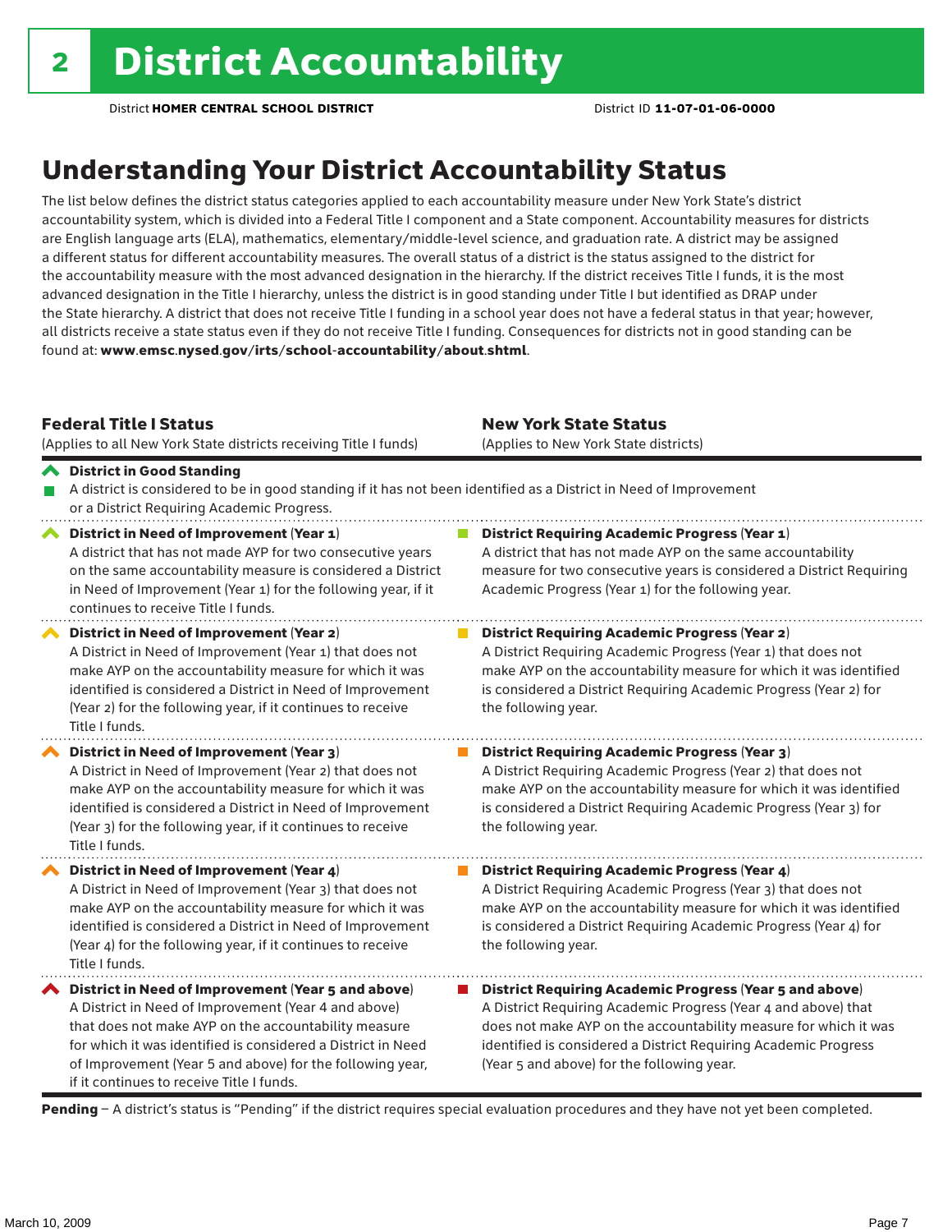# 2 District Accountability

District **HOMER CENTRAL SCHOOL DISTRICT** District ID **11-07-01-06-0000**

## Understanding Your District Accountability Status

The list below defines the district status categories applied to each accountability measure under New York State's district accountability system, which is divided into a Federal Title I component and a State component. Accountability measures for districts are English language arts (ELA), mathematics, elementary/middle-level science, and graduation rate. A district may be assigned a different status for different accountability measures. The overall status of a district is the status assigned to the district for the accountability measure with the most advanced designation in the hierarchy. If the district receives Title I funds, it is the most advanced designation in the Title I hierarchy, unless the district is in good standing under Title I but identified as DRAP under the State hierarchy. A district that does not receive Title I funding in a school year does not have a federal status in that year; however, all districts receive a state status even if they do not receive Title I funding. Consequences for districts not in good standing can be found at: **www.emsc.nysed.gov/irts/school-accountability/about.shtml**.

| **Federal Title I Status** (Applies to all New York State districts receiving Title I funds) | **New York State Status** (Applies to New York State districts) |
|---|---|
| **District in Good Standing** A district is considered to be in good standing if it has not been identified as a District in Need of Improvement or a District Requiring Academic Progress. | |
| **District in Need of Improvement (Year 1)** A district that has not made AYP for two consecutive years on the same accountability measure is considered a District in Need of Improvement (Year 1) for the following year, if it continues to receive Title I funds. | **District Requiring Academic Progress (Year 1)** A district that has not made AYP on the same accountability measure for two consecutive years is considered a District Requiring Academic Progress (Year 1) for the following year. |
| **District in Need of Improvement (Year 2)** A District in Need of Improvement (Year 1) that does not make AYP on the accountability measure for which it was identified is considered a District in Need of Improvement (Year 2) for the following year, if it continues to receive Title I funds. | **District Requiring Academic Progress (Year 2)** A District Requiring Academic Progress (Year 1) that does not make AYP on the accountability measure for which it was identified is considered a District Requiring Academic Progress (Year 2) for the following year. |
| **District in Need of Improvement (Year 3)** A District in Need of Improvement (Year 2) that does not make AYP on the accountability measure for which it was identified is considered a District in Need of Improvement (Year 3) for the following year, if it continues to receive Title I funds. | **District Requiring Academic Progress (Year 3)** A District Requiring Academic Progress (Year 2) that does not make AYP on the accountability measure for which it was identified is considered a District Requiring Academic Progress (Year 3) for the following year. |
| **District in Need of Improvement (Year 4)** A District in Need of Improvement (Year 3) that does not make AYP on the accountability measure for which it was identified is considered a District in Need of Improvement (Year 4) for the following year, if it continues to receive Title I funds. | **District Requiring Academic Progress (Year 4)** A District Requiring Academic Progress (Year 3) that does not make AYP on the accountability measure for which it was identified is considered a District Requiring Academic Progress (Year 4) for the following year. |
| **District in Need of Improvement (Year 5 and above)** A District in Need of Improvement (Year 4 and above) that does not make AYP on the accountability measure for which it was identified is considered a District in Need of Improvement (Year 5 and above) for the following year, if it continues to receive Title I funds. | **District Requiring Academic Progress (Year 5 and above)** A District Requiring Academic Progress (Year 4 and above) that does not make AYP on the accountability measure for which it was identified is considered a District Requiring Academic Progress (Year 5 and above) for the following year. |

**Pending** – A district's status is "Pending" if the district requires special evaluation procedures and they have not yet been completed.

March 10, 2009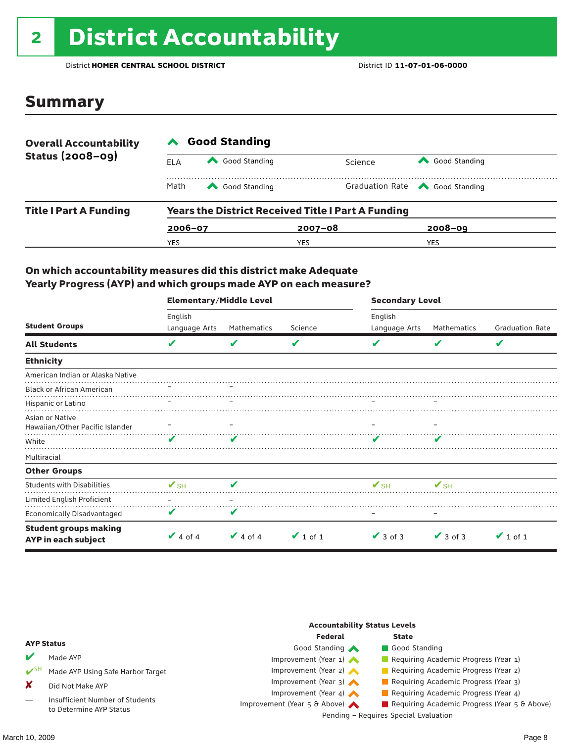# 2 District Accountability

District **HOMER CENTRAL SCHOOL DISTRICT** District ID **11-07-01-06-0000**

## Summary

| **Overall Accountability Status (2008–09)** | **Good Standing** | | | |
|---|---|---|---|---|
| | ELA | Good Standing | Science | Good Standing |
| | Math | Good Standing | Graduation Rate | Good Standing |

**Title I Part A Funding**

**Years the District Received Title I Part A Funding**

| 2006–07 | 2007–08 | 2008–09 |
|---|---|---|
| YES | YES | YES |

### On which accountability measures did this district make Adequate Yearly Progress (AYP) and which groups made AYP on each measure?

| Student Groups | Elementary/Middle Level: English Language Arts | Elementary/Middle Level: Mathematics | Elementary/Middle Level: Science | Secondary Level: English Language Arts | Secondary Level: Mathematics | Secondary Level: Graduation Rate |
|---|---|---|---|---|---|---|
| **All Students** | ✔ | ✔ | ✔ | ✔ | ✔ | ✔ |
| **Ethnicity** | | | | | | |
| American Indian or Alaska Native | | | | | | |
| Black or African American | – | – | | | | |
| Hispanic or Latino | – | – | | – | – | |
| Asian or Native Hawaiian/Other Pacific Islander | – | – | | – | – | |
| White | ✔ | ✔ | | ✔ | ✔ | |
| Multiracial | | | | | | |
| **Other Groups** | | | | | | |
| Students with Disabilities | ✔SH | ✔ | | ✔SH | ✔SH | |
| Limited English Proficient | – | – | | | | |
| Economically Disadvantaged | ✔ | ✔ | | – | – | |
| **Student groups making AYP in each subject** | ✔ 4 of 4 | ✔ 4 of 4 | ✔ 1 of 1 | ✔ 3 of 3 | ✔ 3 of 3 | ✔ 1 of 1 |

**AYP Status**

- ✔ Made AYP
- ✔SH Made AYP Using Safe Harbor Target
- ✘ Did Not Make AYP
- — Insufficient Number of Students to Determine AYP Status

**Accountability Status Levels**

| Federal | State |
|---|---|
| Good Standing | Good Standing |
| Improvement (Year 1) | Requiring Academic Progress (Year 1) |
| Improvement (Year 2) | Requiring Academic Progress (Year 2) |
| Improvement (Year 3) | Requiring Academic Progress (Year 3) |
| Improvement (Year 4) | Requiring Academic Progress (Year 4) |
| Improvement (Year 5 & Above) | Requiring Academic Progress (Year 5 & Above) |

Pending – Requires Special Evaluation

March 10, 2009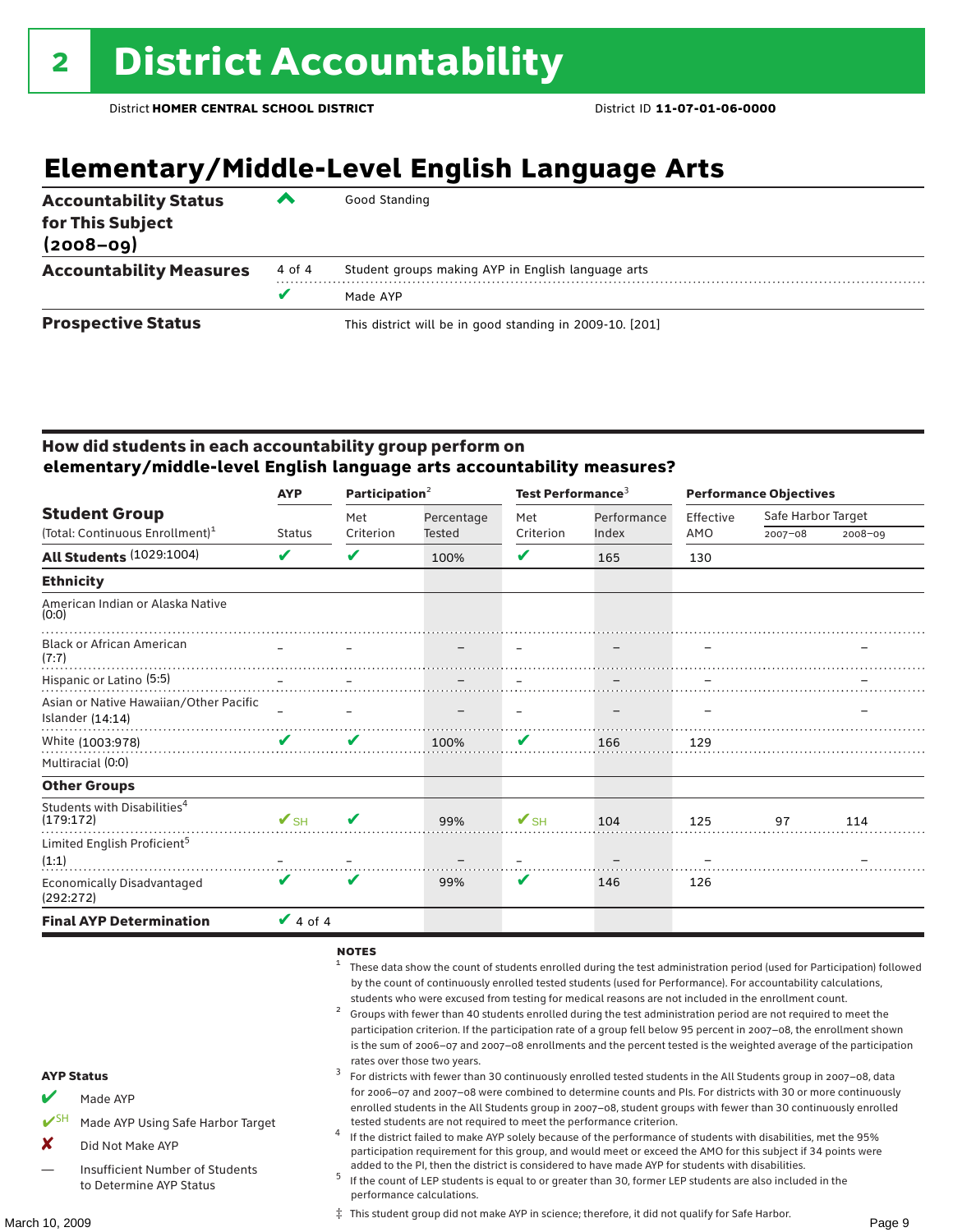# 2 District Accountability

District **HOMER CENTRAL SCHOOL DISTRICT** District ID **11-07-01-06-0000**

## Elementary/Middle-Level English Language Arts

| | | |
|---|---|---|
| **Accountability Status for This Subject (2008–09)** | ^ | Good Standing |
| **Accountability Measures** | 4 of 4 | Student groups making AYP in English language arts |
| | ✔ | Made AYP |
| **Prospective Status** | | This district will be in good standing in 2009-10. [201] |

### How did students in each accountability group perform on elementary/middle-level English language arts accountability measures?

| Student Group (Total: Continuous Enrollment)[1] | AYP | Participation[2] | | Test Performance[3] | | Performance Objectives | | |
|---|---|---|---|---|---|---|---|---|
| | Status | Met Criterion | Percentage Tested | Met Criterion | Performance Index | Effective AMO | Safe Harbor Target 2007–08 | Safe Harbor Target 2008–09 |
| **All Students** (1029:1004) | ✔ | ✔ | 100% | ✔ | 165 | 130 | | |
| **Ethnicity** | | | | | | | | |
| American Indian or Alaska Native (0:0) | | | | | | | | |
| Black or African American (7:7) | – | – | – | – | – | – | | – |
| Hispanic or Latino (5:5) | – | – | – | – | – | – | | – |
| Asian or Native Hawaiian/Other Pacific Islander (14:14) | – | – | – | – | – | – | | – |
| White (1003:978) | ✔ | ✔ | 100% | ✔ | 166 | 129 | | |
| Multiracial (0:0) | | | | | | | | |
| **Other Groups** | | | | | | | | |
| Students with Disabilities[4] (179:172) | ✔SH | ✔ | 99% | ✔SH | 104 | 125 | 97 | 114 |
| Limited English Proficient[5] (1:1) | – | – | – | – | – | – | | – |
| Economically Disadvantaged (292:272) | ✔ | ✔ | 99% | ✔ | 146 | 126 | | |
| **Final AYP Determination** | ✔ 4 of 4 | | | | | | | |

**AYP Status**

- ✔ Made AYP
- ✔SH Made AYP Using Safe Harbor Target
- ✘ Did Not Make AYP
- — Insufficient Number of Students to Determine AYP Status

**NOTES**

1. These data show the count of students enrolled during the test administration period (used for Participation) followed by the count of continuously enrolled tested students (used for Performance). For accountability calculations, students who were excused from testing for medical reasons are not included in the enrollment count.
2. Groups with fewer than 40 students enrolled during the test administration period are not required to meet the participation criterion. If the participation rate of a group fell below 95 percent in 2007–08, the enrollment shown is the sum of 2006–07 and 2007–08 enrollments and the percent tested is the weighted average of the participation rates over those two years.
3. For districts with fewer than 30 continuously enrolled tested students in the All Students group in 2007–08, data for 2006–07 and 2007–08 were combined to determine counts and PIs. For districts with 30 or more continuously enrolled students in the All Students group in 2007–08, student groups with fewer than 30 continuously enrolled tested students are not required to meet the performance criterion.
4. If the district failed to make AYP solely because of the performance of students with disabilities, met the 95% participation requirement for this group, and would meet or exceed the AMO for this subject if 34 points were added to the PI, then the district is considered to have made AYP for students with disabilities.
5. If the count of LEP students is equal to or greater than 30, former LEP students are also included in the performance calculations.

‡ This student group did not make AYP in science; therefore, it did not qualify for Safe Harbor.

March 10, 2009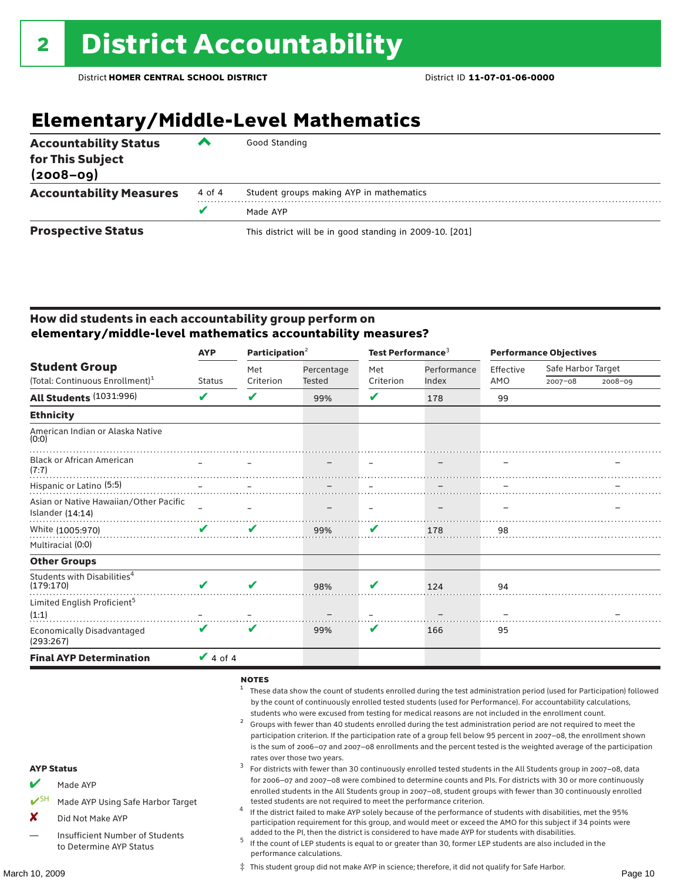# 2 District Accountability

District **HOMER CENTRAL SCHOOL DISTRICT** District ID **11-07-01-06-0000**

## Elementary/Middle-Level Mathematics

| | | |
|---|---|---|
| **Accountability Status for This Subject (2008–09)** | ^ | Good Standing |
| **Accountability Measures** | 4 of 4 | Student groups making AYP in mathematics |
| | ✔ | Made AYP |
| **Prospective Status** | | This district will be in good standing in 2009-10. [201] |

### How did students in each accountability group perform on elementary/middle-level mathematics accountability measures?

| Student Group (Total: Continuous Enrollment)[1] | AYP Status | Participation[2] Met Criterion | Participation Percentage Tested | Test Performance[3] Met Criterion | Test Performance Index | Performance Objectives Effective AMO | Safe Harbor Target 2007–08 | Safe Harbor Target 2008–09 |
|---|---|---|---|---|---|---|---|---|
| **All Students** (1031:996) | ✔ | ✔ | 99% | ✔ | 178 | 99 | | |
| **Ethnicity** | | | | | | | | |
| American Indian or Alaska Native (0:0) | | | | | | | | |
| Black or African American (7:7) | – | – | – | – | – | – | | – |
| Hispanic or Latino (5:5) | – | – | – | – | – | – | | – |
| Asian or Native Hawaiian/Other Pacific Islander (14:14) | – | – | – | – | – | – | | – |
| White (1005:970) | ✔ | ✔ | 99% | ✔ | 178 | 98 | | |
| Multiracial (0:0) | | | | | | | | |
| **Other Groups** | | | | | | | | |
| Students with Disabilities[4] (179:170) | ✔ | ✔ | 98% | ✔ | 124 | 94 | | |
| Limited English Proficient[5] (1:1) | – | – | – | – | – | – | | – |
| Economically Disadvantaged (293:267) | ✔ | ✔ | 99% | ✔ | 166 | 95 | | |
| **Final AYP Determination** | ✔ 4 of 4 | | | | | | | |

**AYP Status**

- ✔ Made AYP
- ✔SH Made AYP Using Safe Harbor Target
- ✘ Did Not Make AYP
- — Insufficient Number of Students to Determine AYP Status

**NOTES**

1. These data show the count of students enrolled during the test administration period (used for Participation) followed by the count of continuously enrolled tested students (used for Performance). For accountability calculations, students who were excused from testing for medical reasons are not included in the enrollment count.
2. Groups with fewer than 40 students enrolled during the test administration period are not required to meet the participation criterion. If the participation rate of a group fell below 95 percent in 2007–08, the enrollment shown is the sum of 2006–07 and 2007–08 enrollments and the percent tested is the weighted average of the participation rates over those two years.
3. For districts with fewer than 30 continuously enrolled tested students in the All Students group in 2007–08, data for 2006–07 and 2007–08 were combined to determine counts and PIs. For districts with 30 or more continuously enrolled students in the All Students group in 2007–08, student groups with fewer than 30 continuously enrolled tested students are not required to meet the performance criterion.
4. If the district failed to make AYP solely because of the performance of students with disabilities, met the 95% participation requirement for this group, and would meet or exceed the AMO for this subject if 34 points were added to the PI, then the district is considered to have made AYP for students with disabilities.
5. If the count of LEP students is equal to or greater than 30, former LEP students are also included in the performance calculations.

‡ This student group did not make AYP in science; therefore, it did not qualify for Safe Harbor.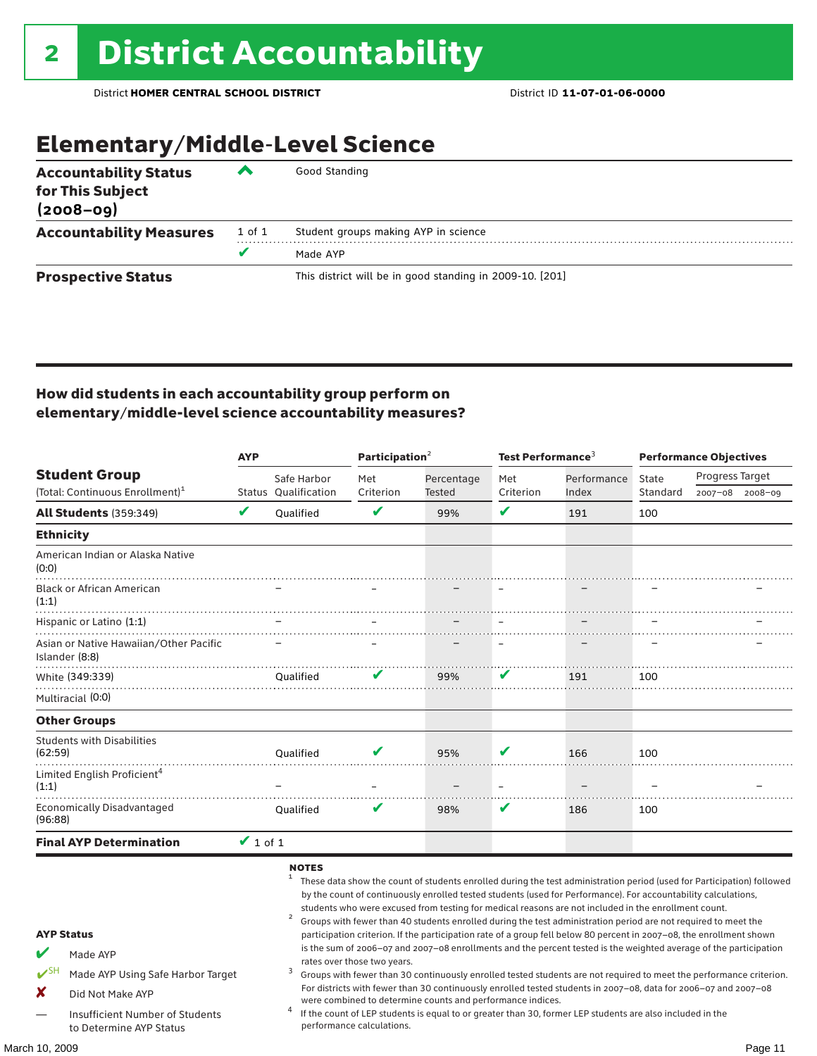# 2 District Accountability

District **HOMER CENTRAL SCHOOL DISTRICT** District ID **11-07-01-06-0000**

## Elementary/Middle-Level Science

| | | |
|---|---|---|
| **Accountability Status for This Subject (2008–09)** | ^ | Good Standing |
| **Accountability Measures** | 1 of 1 | Student groups making AYP in science |
| | ✔ | Made AYP |
| **Prospective Status** | | This district will be in good standing in 2009-10. [201] |

### How did students in each accountability group perform on elementary/middle-level science accountability measures?

| Student Group (Total: Continuous Enrollment)[1] | AYP Status | AYP Safe Harbor Qualification | Participation[2] Met Criterion | Participation[2] Percentage Tested | Test Performance[3] Met Criterion | Test Performance[3] Performance Index | Performance Objectives State Standard | Progress Target 2007–08 | Progress Target 2008–09 |
|---|---|---|---|---|---|---|---|---|---|
| **All Students** (359:349) | ✔ | Qualified | ✔ | 99% | ✔ | 191 | 100 | | |
| **Ethnicity** | | | | | | | | | |
| American Indian or Alaska Native (0:0) | | | | | | | | | |
| Black or African American (1:1) | | – | – | – | – | – | – | | – |
| Hispanic or Latino (1:1) | | – | – | – | – | – | – | | – |
| Asian or Native Hawaiian/Other Pacific Islander (8:8) | | – | – | – | – | – | – | | – |
| White (349:339) | | Qualified | ✔ | 99% | ✔ | 191 | 100 | | |
| Multiracial (0:0) | | | | | | | | | |
| **Other Groups** | | | | | | | | | |
| Students with Disabilities (62:59) | | Qualified | ✔ | 95% | ✔ | 166 | 100 | | |
| Limited English Proficient[4] (1:1) | | – | – | – | – | – | – | | – |
| Economically Disadvantaged (96:88) | | Qualified | ✔ | 98% | ✔ | 186 | 100 | | |
| **Final AYP Determination** | ✔ 1 of 1 | | | | | | | | |

**AYP Status**

- ✔ Made AYP
- ✔SH Made AYP Using Safe Harbor Target
- ✘ Did Not Make AYP
- — Insufficient Number of Students to Determine AYP Status

**NOTES**

1. These data show the count of students enrolled during the test administration period (used for Participation) followed by the count of continuously enrolled tested students (used for Performance). For accountability calculations, students who were excused from testing for medical reasons are not included in the enrollment count.
2. Groups with fewer than 40 students enrolled during the test administration period are not required to meet the participation criterion. If the participation rate of a group fell below 80 percent in 2007–08, the enrollment shown is the sum of 2006–07 and 2007–08 enrollments and the percent tested is the weighted average of the participation rates over those two years.
3. Groups with fewer than 30 continuously enrolled tested students are not required to meet the performance criterion. For districts with fewer than 30 continuously enrolled tested students in 2007–08, data for 2006–07 and 2007–08 were combined to determine counts and performance indices.
4. If the count of LEP students is equal to or greater than 30, former LEP students are also included in the performance calculations.

March 10, 2009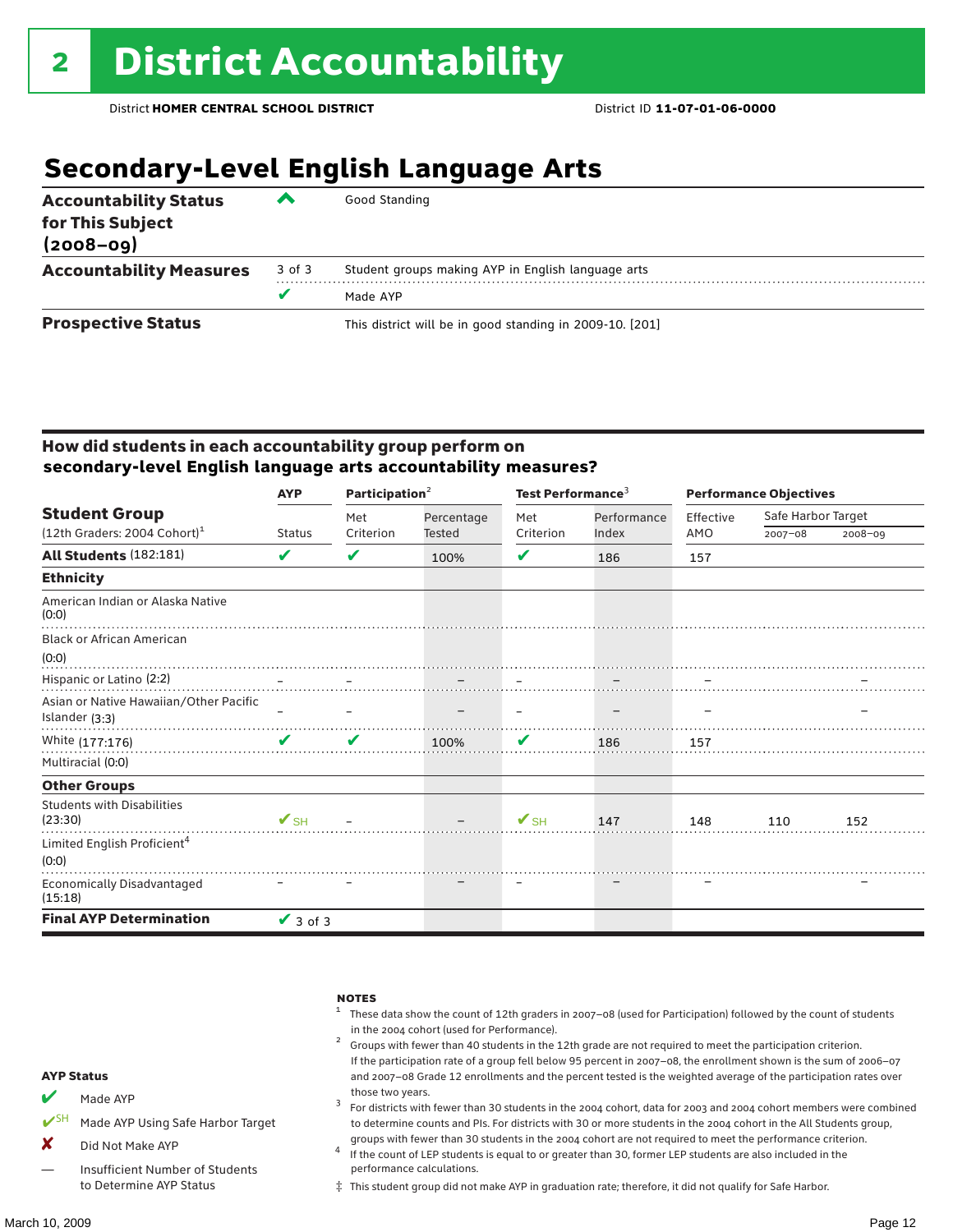# 2 District Accountability

District **HOMER CENTRAL SCHOOL DISTRICT** District ID **11-07-01-06-0000**

## Secondary-Level English Language Arts

| | | |
|---|---|---|
| **Accountability Status for This Subject (2008–09)** | ^ | Good Standing |
| **Accountability Measures** | 3 of 3 | Student groups making AYP in English language arts |
| | ✔ | Made AYP |
| **Prospective Status** | | This district will be in good standing in 2009-10. [201] |

### How did students in each accountability group perform on secondary-level English language arts accountability measures?

| Student Group (12th Graders: 2004 Cohort)[1] | AYP Status | Participation[2] Met Criterion | Percentage Tested | Test Performance[3] Met Criterion | Performance Index | Performance Objectives Effective AMO | Safe Harbor Target 2007–08 | Safe Harbor Target 2008–09 |
|---|---|---|---|---|---|---|---|---|
| **All Students** (182:181) | ✔ | ✔ | 100% | ✔ | 186 | 157 | | |
| **Ethnicity** | | | | | | | | |
| American Indian or Alaska Native (0:0) | | | | | | | | |
| Black or African American (0:0) | | | | | | | | |
| Hispanic or Latino (2:2) | – | – | – | – | – | – | | – |
| Asian or Native Hawaiian/Other Pacific Islander (3:3) | – | – | – | – | – | – | | – |
| White (177:176) | ✔ | ✔ | 100% | ✔ | 186 | 157 | | |
| Multiracial (0:0) | | | | | | | | |
| **Other Groups** | | | | | | | | |
| Students with Disabilities (23:30) | ✔SH | – | – | ✔SH | 147 | 148 | 110 | 152 |
| Limited English Proficient[4] (0:0) | | | | | | | | |
| Economically Disadvantaged (15:18) | – | – | – | – | – | – | | – |
| **Final AYP Determination** | ✔ 3 of 3 | | | | | | | |

**AYP Status**

- ✔ Made AYP
- ✔SH Made AYP Using Safe Harbor Target
- ✘ Did Not Make AYP
- — Insufficient Number of Students to Determine AYP Status

**NOTES**

1. These data show the count of 12th graders in 2007–08 (used for Participation) followed by the count of students in the 2004 cohort (used for Performance).
2. Groups with fewer than 40 students in the 12th grade are not required to meet the participation criterion. If the participation rate of a group fell below 95 percent in 2007–08, the enrollment shown is the sum of 2006–07 and 2007–08 Grade 12 enrollments and the percent tested is the weighted average of the participation rates over those two years.
3. For districts with fewer than 30 students in the 2004 cohort, data for 2003 and 2004 cohort members were combined to determine counts and PIs. For districts with 30 or more students in the 2004 cohort in the All Students group, groups with fewer than 30 students in the 2004 cohort are not required to meet the performance criterion.
4. If the count of LEP students is equal to or greater than 30, former LEP students are also included in the performance calculations.

‡ This student group did not make AYP in graduation rate; therefore, it did not qualify for Safe Harbor.

March 10, 2009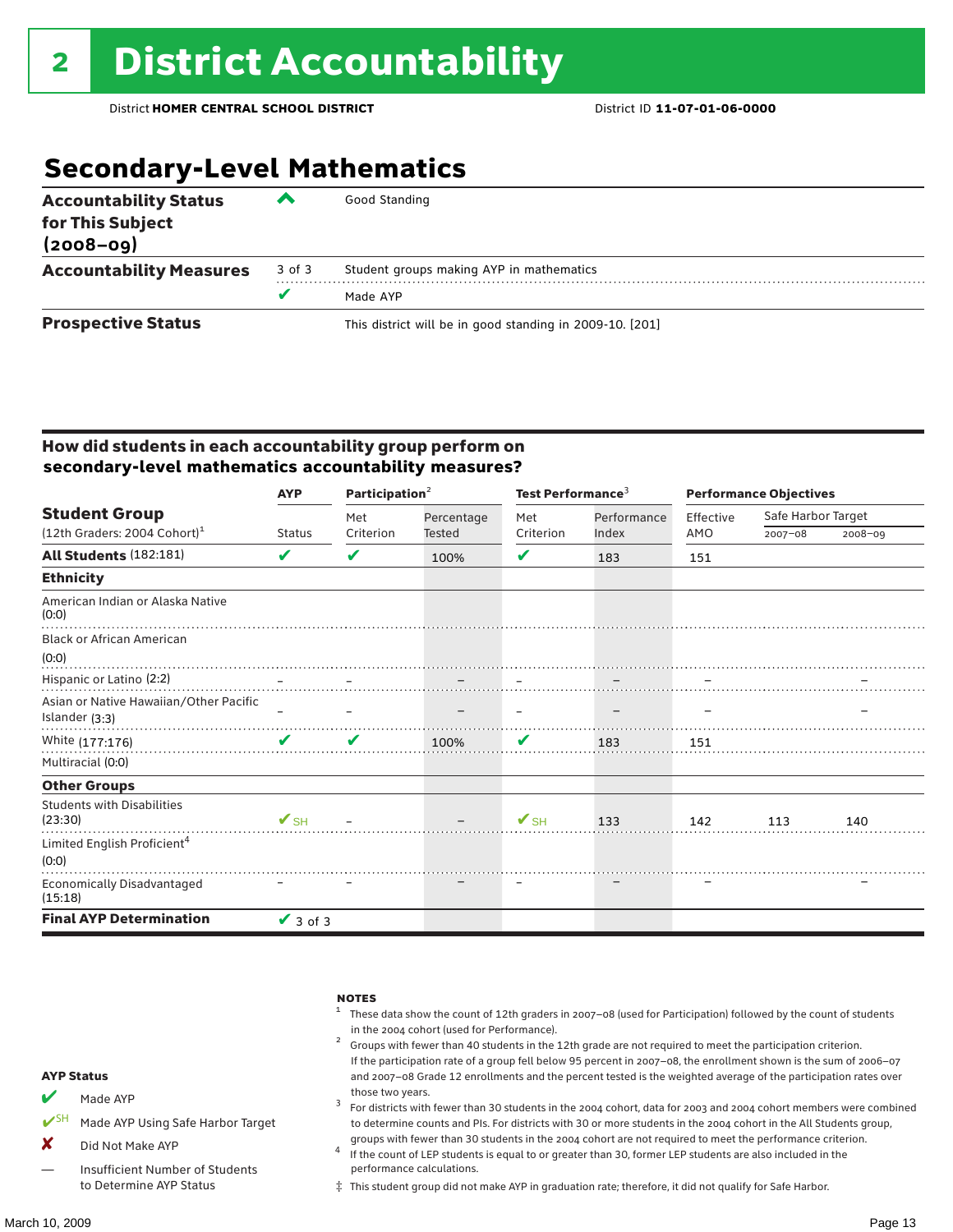# 2 District Accountability

District **HOMER CENTRAL SCHOOL DISTRICT** District ID **11-07-01-06-0000**

## Secondary-Level Mathematics

| | | |
|---|---|---|
| **Accountability Status for This Subject (2008–09)** | ^ | Good Standing |
| **Accountability Measures** | 3 of 3 | Student groups making AYP in mathematics |
| | ✔ | Made AYP |
| **Prospective Status** | | This district will be in good standing in 2009-10. [201] |

### How did students in each accountability group perform on secondary-level mathematics accountability measures?

| Student Group (12th Graders: 2004 Cohort)[1] | AYP Status | Participation[2] Met Criterion | Percentage Tested | Test Performance[3] Met Criterion | Performance Index | Performance Objectives Effective AMO | Safe Harbor Target 2007–08 | Safe Harbor Target 2008–09 |
|---|---|---|---|---|---|---|---|---|
| **All Students** (182:181) | ✔ | ✔ | 100% | ✔ | 183 | 151 | | |
| **Ethnicity** | | | | | | | | |
| American Indian or Alaska Native (0:0) | | | | | | | | |
| Black or African American (0:0) | | | | | | | | |
| Hispanic or Latino (2:2) | – | – | – | – | – | – | | – |
| Asian or Native Hawaiian/Other Pacific Islander (3:3) | – | – | – | – | – | – | | – |
| White (177:176) | ✔ | ✔ | 100% | ✔ | 183 | 151 | | |
| Multiracial (0:0) | | | | | | | | |
| **Other Groups** | | | | | | | | |
| Students with Disabilities (23:30) | ✔SH | – | – | ✔SH | 133 | 142 | 113 | 140 |
| Limited English Proficient[4] (0:0) | | | | | | | | |
| Economically Disadvantaged (15:18) | – | – | – | – | – | – | | – |
| **Final AYP Determination** | ✔ 3 of 3 | | | | | | | |

**AYP Status**

- ✔ Made AYP
- ✔SH Made AYP Using Safe Harbor Target
- ✘ Did Not Make AYP
- — Insufficient Number of Students to Determine AYP Status

**NOTES**

[1] These data show the count of 12th graders in 2007–08 (used for Participation) followed by the count of students in the 2004 cohort (used for Performance).

[2] Groups with fewer than 40 students in the 12th grade are not required to meet the participation criterion. If the participation rate of a group fell below 95 percent in 2007–08, the enrollment shown is the sum of 2006–07 and 2007–08 Grade 12 enrollments and the percent tested is the weighted average of the participation rates over those two years.

[3] For districts with fewer than 30 students in the 2004 cohort, data for 2003 and 2004 cohort members were combined to determine counts and PIs. For districts with 30 or more students in the 2004 cohort in the All Students group, groups with fewer than 30 students in the 2004 cohort are not required to meet the performance criterion.

[4] If the count of LEP students is equal to or greater than 30, former LEP students are also included in the performance calculations.

‡ This student group did not make AYP in graduation rate; therefore, it did not qualify for Safe Harbor.

March 10, 2009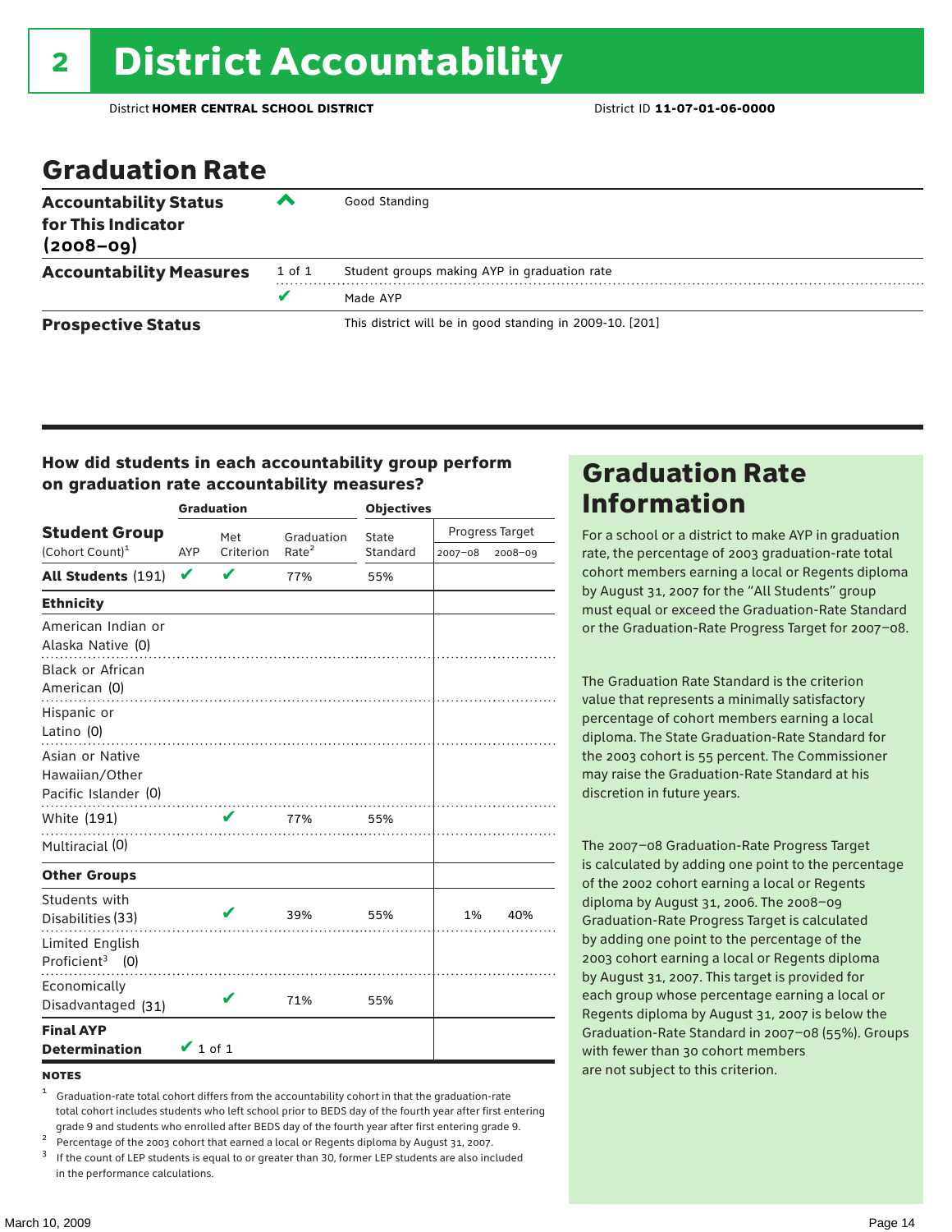# 2 District Accountability

District **HOMER CENTRAL SCHOOL DISTRICT** District ID **11-07-01-06-0000**

## Graduation Rate

| | | |
|---|---|---|
| **Accountability Status for This Indicator (2008–09)** | ^ | Good Standing |
| **Accountability Measures** | 1 of 1 | Student groups making AYP in graduation rate |
| | ✔ | Made AYP |
| **Prospective Status** | | This district will be in good standing in 2009-10. [201] |

### How did students in each accountability group perform on graduation rate accountability measures?

| Student Group (Cohort Count)[1] | Graduation AYP | Met Criterion | Graduation Rate[2] | Objectives: State Standard | Progress Target 2007–08 | Progress Target 2008–09 |
|---|---|---|---|---|---|---|
| **All Students** (191) | ✔ | ✔ | 77% | 55% | | |
| **Ethnicity** | | | | | | |
| American Indian or Alaska Native (0) | | | | | | |
| Black or African American (0) | | | | | | |
| Hispanic or Latino (0) | | | | | | |
| Asian or Native Hawaiian/Other Pacific Islander (0) | | | | | | |
| White (191) | | ✔ | 77% | 55% | | |
| Multiracial (0) | | | | | | |
| **Other Groups** | | | | | | |
| Students with Disabilities (33) | | ✔ | 39% | 55% | 1% | 40% |
| Limited English Proficient[3] (0) | | | | | | |
| Economically Disadvantaged (31) | | ✔ | 71% | 55% | | |
| **Final AYP Determination** | ✔ 1 of 1 | | | | | |

**NOTES**

[1] Graduation-rate total cohort differs from the accountability cohort in that the graduation-rate total cohort includes students who left school prior to BEDS day of the fourth year after first entering grade 9 and students who enrolled after BEDS day of the fourth year after first entering grade 9.

[2] Percentage of the 2003 cohort that earned a local or Regents diploma by August 31, 2007.

[3] If the count of LEP students is equal to or greater than 30, former LEP students are also included in the performance calculations.

## Graduation Rate Information

For a school or a district to make AYP in graduation rate, the percentage of 2003 graduation-rate total cohort members earning a local or Regents diploma by August 31, 2007 for the "All Students" group must equal or exceed the Graduation-Rate Standard or the Graduation-Rate Progress Target for 2007–08.

The Graduation Rate Standard is the criterion value that represents a minimally satisfactory percentage of cohort members earning a local diploma. The State Graduation-Rate Standard for the 2003 cohort is 55 percent. The Commissioner may raise the Graduation-Rate Standard at his discretion in future years.

The 2007–08 Graduation-Rate Progress Target is calculated by adding one point to the percentage of the 2002 cohort earning a local or Regents diploma by August 31, 2006. The 2008–09 Graduation-Rate Progress Target is calculated by adding one point to the percentage of the 2003 cohort earning a local or Regents diploma by August 31, 2007. This target is provided for each group whose percentage earning a local or Regents diploma by August 31, 2007 is below the Graduation-Rate Standard in 2007–08 (55%). Groups with fewer than 30 cohort members are not subject to this criterion.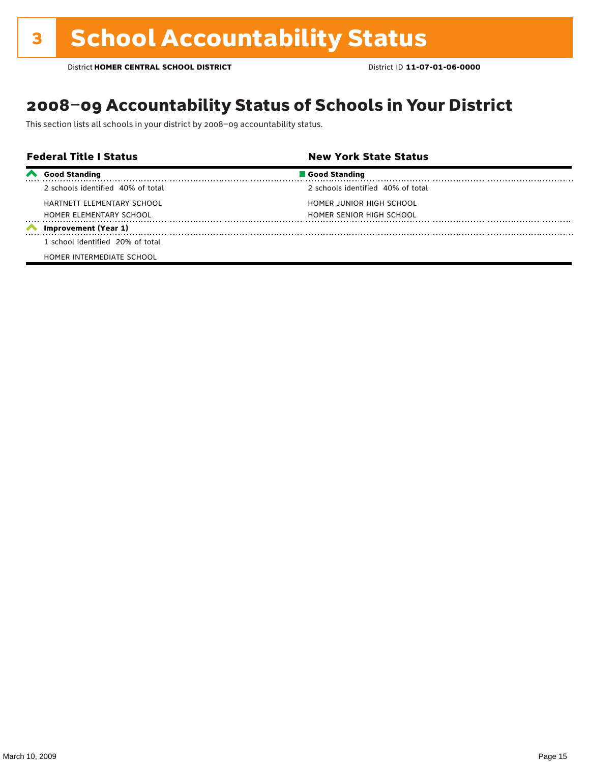# 3 School Accountability Status

District **HOMER CENTRAL SCHOOL DISTRICT** District ID **11-07-01-06-0000**

## 2008–09 Accountability Status of Schools in Your District

This section lists all schools in your district by 2008–09 accountability status.

| Federal Title I Status | New York State Status |
|---|---|
| **Good Standing** | **Good Standing** |
| 2 schools identified 40% of total | 2 schools identified 40% of total |
| HARTNETT ELEMENTARY SCHOOL | HOMER JUNIOR HIGH SCHOOL |
| HOMER ELEMENTARY SCHOOL | HOMER SENIOR HIGH SCHOOL |
| **Improvement (Year 1)** | |
| 1 school identified 20% of total | |
| HOMER INTERMEDIATE SCHOOL | |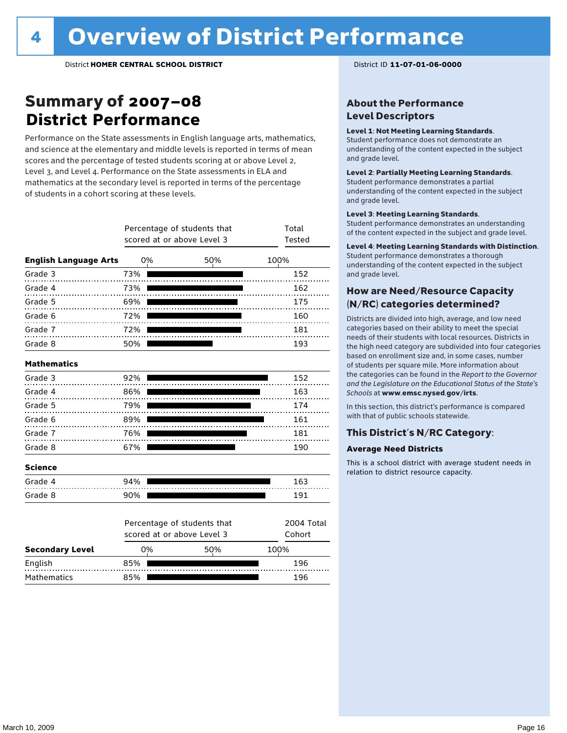# 4 Overview of District Performance

District **HOMER CENTRAL SCHOOL DISTRICT**

District ID **11-07-01-06-0000**

## Summary of 2007–08 District Performance

Performance on the State assessments in English language arts, mathematics, and science at the elementary and middle levels is reported in terms of mean scores and the percentage of tested students scoring at or above Level 2, Level 3, and Level 4. Performance on the State assessments in ELA and mathematics at the secondary level is reported in terms of the percentage of students in a cohort scoring at these levels.

| | Percentage of students that scored at or above Level 3 | Total Tested |
|---|---|---|
| **English Language Arts** | | |
| Grade 3 | 73% | 152 |
| Grade 4 | 73% | 162 |
| Grade 5 | 69% | 175 |
| Grade 6 | 72% | 160 |
| Grade 7 | 72% | 181 |
| Grade 8 | 50% | 193 |
| **Mathematics** | | |
| Grade 3 | 92% | 152 |
| Grade 4 | 86% | 163 |
| Grade 5 | 79% | 174 |
| Grade 6 | 89% | 161 |
| Grade 7 | 76% | 181 |
| Grade 8 | 67% | 190 |
| **Science** | | |
| Grade 4 | 94% | 163 |
| Grade 8 | 90% | 191 |

| Secondary Level | Percentage of students that scored at or above Level 3 | 2004 Total Cohort |
|---|---|---|
| English | 85% | 196 |
| Mathematics | 85% | 196 |

## About the Performance Level Descriptors

**Level 1: Not Meeting Learning Standards.** Student performance does not demonstrate an understanding of the content expected in the subject and grade level.

**Level 2: Partially Meeting Learning Standards.** Student performance demonstrates a partial understanding of the content expected in the subject and grade level.

**Level 3: Meeting Learning Standards.** Student performance demonstrates an understanding of the content expected in the subject and grade level.

**Level 4: Meeting Learning Standards with Distinction.** Student performance demonstrates a thorough understanding of the content expected in the subject and grade level.

## How are Need/Resource Capacity (N/RC) categories determined?

Districts are divided into high, average, and low need categories based on their ability to meet the special needs of their students with local resources. Districts in the high need category are subdivided into four categories based on enrollment size and, in some cases, number of students per square mile. More information about the categories can be found in the *Report to the Governor and the Legislature on the Educational Status of the State's Schools* at **www.emsc.nysed.gov/irts**.

In this section, this district's performance is compared with that of public schools statewide.

## This District's N/RC Category:

**Average Need Districts**

This is a school district with average student needs in relation to district resource capacity.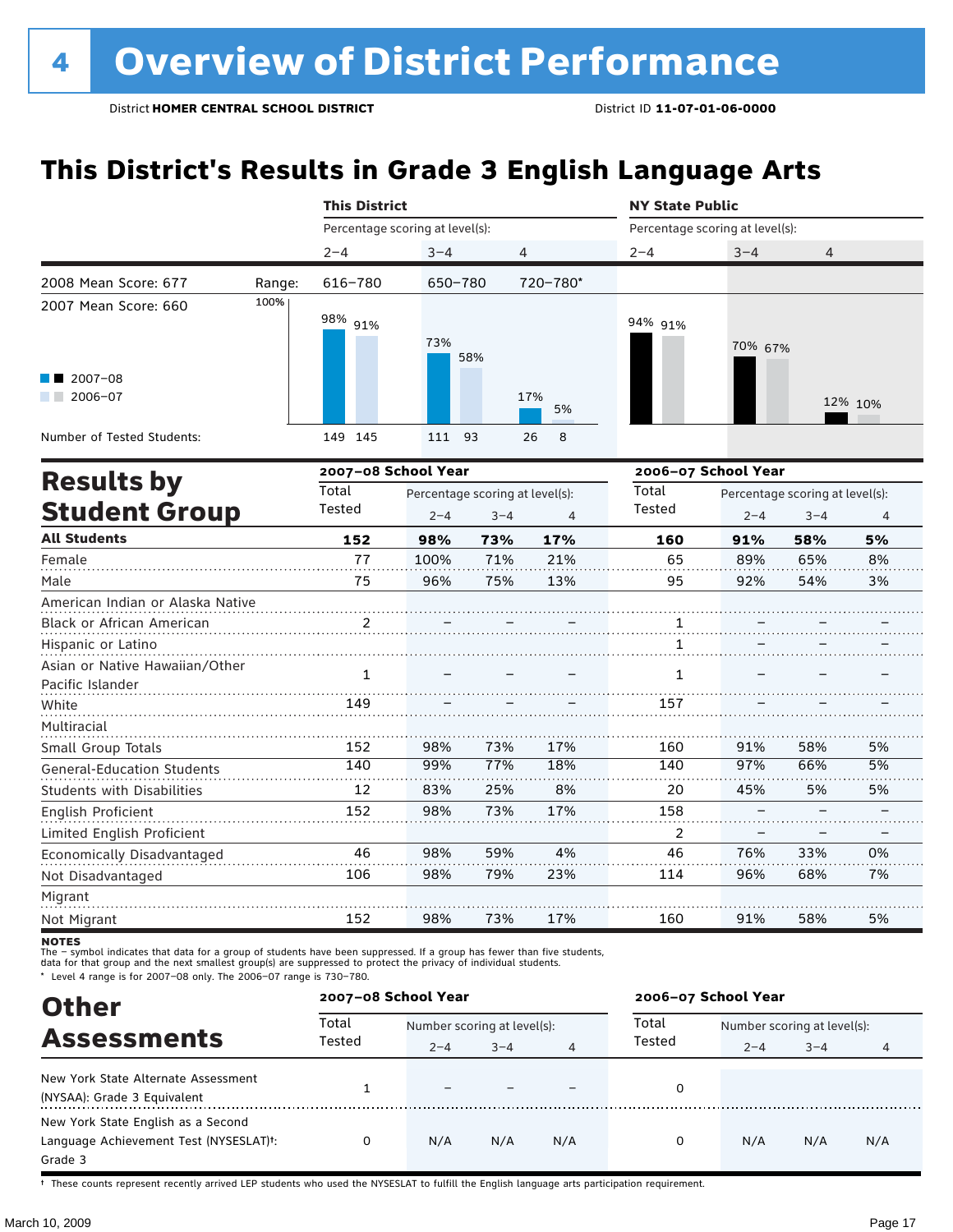# 4 Overview of District Performance

District **HOMER CENTRAL SCHOOL DISTRICT** District ID **11-07-01-06-0000**

## This District's Results in Grade 3 English Language Arts

| | | This District | | | NY State Public | | |
|---|---|---|---|---|---|---|---|
| | | Percentage scoring at level(s): | | | Percentage scoring at level(s): | | |
| | | 2–4 | 3–4 | 4 | 2–4 | 3–4 | 4 |
| 2008 Mean Score: 677 | Range: | 616–780 | 650–780 | 720–780* | | | |
| 2007 Mean Score: 660 | | | | | | | |
| 2007–08 | | 98% | 73% | 17% | 94% | 70% | 12% |
| 2006–07 | | 91% | 58% | 5% | 91% | 67% | 10% |
| Number of Tested Students: 2007–08 | | 149 | 111 | 26 | | | |
| Number of Tested Students: 2006–07 | | 145 | 93 | 8 | | | |

## Results by Student Group

| | 2007–08 School Year | | | | 2006–07 School Year | | | |
|---|---|---|---|---|---|---|---|---|
| | Total Tested | Percentage scoring at level(s): 2–4 | 3–4 | 4 | Total Tested | Percentage scoring at level(s): 2–4 | 3–4 | 4 |
| **All Students** | **152** | **98%** | **73%** | **17%** | **160** | **91%** | **58%** | **5%** |
| Female | 77 | 100% | 71% | 21% | 65 | 89% | 65% | 8% |
| Male | 75 | 96% | 75% | 13% | 95 | 92% | 54% | 3% |
| American Indian or Alaska Native | | | | | | | | |
| Black or African American | 2 | – | – | – | 1 | – | – | – |
| Hispanic or Latino | | | | | 1 | – | – | – |
| Asian or Native Hawaiian/Other Pacific Islander | 1 | – | – | – | 1 | – | – | – |
| White | 149 | – | – | – | 157 | – | – | – |
| Multiracial | | | | | | | | |
| Small Group Totals | 152 | 98% | 73% | 17% | 160 | 91% | 58% | 5% |
| General-Education Students | 140 | 99% | 77% | 18% | 140 | 97% | 66% | 5% |
| Students with Disabilities | 12 | 83% | 25% | 8% | 20 | 45% | 5% | 5% |
| English Proficient | 152 | 98% | 73% | 17% | 158 | – | – | – |
| Limited English Proficient | | | | | 2 | – | – | – |
| Economically Disadvantaged | 46 | 98% | 59% | 4% | 46 | 76% | 33% | 0% |
| Not Disadvantaged | 106 | 98% | 79% | 23% | 114 | 96% | 68% | 7% |
| Migrant | | | | | | | | |
| Not Migrant | 152 | 98% | 73% | 17% | 160 | 91% | 58% | 5% |

**NOTES**
The – symbol indicates that data for a group of students have been suppressed. If a group has fewer than five students, data for that group and the next smallest group(s) are suppressed to protect the privacy of individual students.
* Level 4 range is for 2007–08 only. The 2006–07 range is 730–780.

## Other Assessments

| | 2007–08 School Year | | | | 2006–07 School Year | | | |
|---|---|---|---|---|---|---|---|---|
| | Total Tested | Number scoring at level(s): 2–4 | 3–4 | 4 | Total Tested | Number scoring at level(s): 2–4 | 3–4 | 4 |
| New York State Alternate Assessment (NYSAA): Grade 3 Equivalent | 1 | – | – | – | 0 | | | |
| New York State English as a Second Language Achievement Test (NYSESLAT)†: Grade 3 | 0 | N/A | N/A | N/A | 0 | N/A | N/A | N/A |

† These counts represent recently arrived LEP students who used the NYSESLAT to fulfill the English language arts participation requirement.

March 10, 2009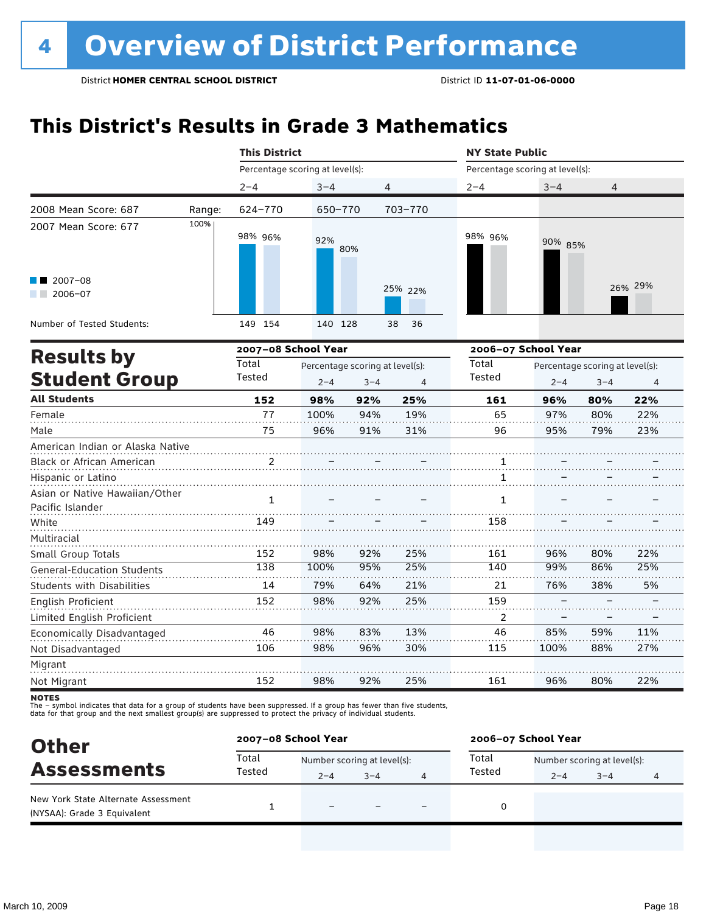# 4 Overview of District Performance

District **HOMER CENTRAL SCHOOL DISTRICT** District ID **11-07-01-06-0000**

## This District's Results in Grade 3 Mathematics

| | | This District | | | NY State Public | | |
|---|---|---|---|---|---|---|---|
| | | Percentage scoring at level(s): | | | Percentage scoring at level(s): | | |
| | | 2–4 | 3–4 | 4 | 2–4 | 3–4 | 4 |
| 2008 Mean Score: 687 | Range: | 624–770 | 650–770 | 703–770 | | | |
| 2007 Mean Score: 677 | | | | | | | |
| 2007–08 | | 98% | 92% | 25% | 98% | 90% | 26% |
| 2006–07 | | 96% | 80% | 22% | 96% | 85% | 29% |
| Number of Tested Students: 2007–08 | | 149 | 140 | 38 | | | |
| Number of Tested Students: 2006–07 | | 154 | 128 | 36 | | | |

## Results by Student Group

| | 2007–08 School Year | | | | 2006–07 School Year | | | |
|---|---|---|---|---|---|---|---|---|
| | Total Tested | Percentage scoring at level(s): | | | Total Tested | Percentage scoring at level(s): | | |
| | | 2–4 | 3–4 | 4 | | 2–4 | 3–4 | 4 |
| **All Students** | **152** | **98%** | **92%** | **25%** | **161** | **96%** | **80%** | **22%** |
| Female | 77 | 100% | 94% | 19% | 65 | 97% | 80% | 22% |
| Male | 75 | 96% | 91% | 31% | 96 | 95% | 79% | 23% |
| American Indian or Alaska Native | | | | | | | | |
| Black or African American | 2 | – | – | – | 1 | – | – | – |
| Hispanic or Latino | | | | | 1 | – | – | – |
| Asian or Native Hawaiian/Other Pacific Islander | 1 | – | – | – | 1 | – | – | – |
| White | 149 | – | – | – | 158 | – | – | – |
| Multiracial | | | | | | | | |
| Small Group Totals | 152 | 98% | 92% | 25% | 161 | 96% | 80% | 22% |
| General-Education Students | 138 | 100% | 95% | 25% | 140 | 99% | 86% | 25% |
| Students with Disabilities | 14 | 79% | 64% | 21% | 21 | 76% | 38% | 5% |
| English Proficient | 152 | 98% | 92% | 25% | 159 | – | – | – |
| Limited English Proficient | | | | | 2 | – | – | – |
| Economically Disadvantaged | 46 | 98% | 83% | 13% | 46 | 85% | 59% | 11% |
| Not Disadvantaged | 106 | 98% | 96% | 30% | 115 | 100% | 88% | 27% |
| Migrant | | | | | | | | |
| Not Migrant | 152 | 98% | 92% | 25% | 161 | 96% | 80% | 22% |

**NOTES**
The – symbol indicates that data for a group of students have been suppressed. If a group has fewer than five students, data for that group and the next smallest group(s) are suppressed to protect the privacy of individual students.

## Other Assessments

| | 2007–08 School Year | | | | 2006–07 School Year | | | |
|---|---|---|---|---|---|---|---|---|
| | Total Tested | Number scoring at level(s): | | | Total Tested | Number scoring at level(s): | | |
| | | 2–4 | 3–4 | 4 | | 2–4 | 3–4 | 4 |
| New York State Alternate Assessment (NYSAA): Grade 3 Equivalent | 1 | – | – | – | 0 | | | |

March 10, 2009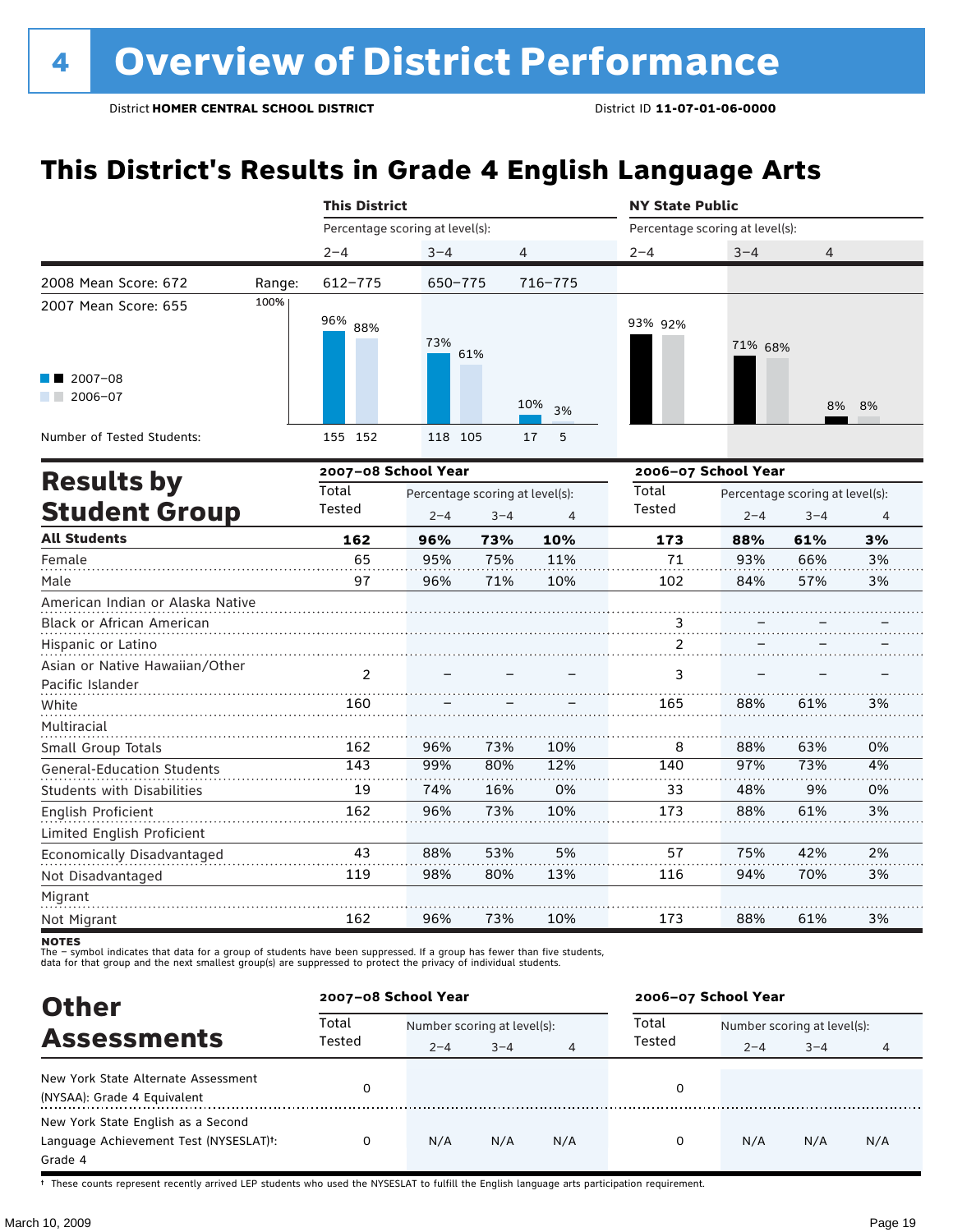# 4 Overview of District Performance

District **HOMER CENTRAL SCHOOL DISTRICT** District ID **11-07-01-06-0000**

## This District's Results in Grade 4 English Language Arts

| | | This District | | | NY State Public | | |
|---|---|---|---|---|---|---|---|
| | | Percentage scoring at level(s): | | | Percentage scoring at level(s): | | |
| | | 2–4 | 3–4 | 4 | 2–4 | 3–4 | 4 |
| 2008 Mean Score: 672 | Range: | 612–775 | 650–775 | 716–775 | | | |
| 2007 Mean Score: 655 | 2007–08 | 96% | 73% | 10% | 93% | 71% | 8% |
| | 2006–07 | 88% | 61% | 3% | 92% | 68% | 8% |
| Number of Tested Students: | 2007–08 | 155 | 118 | 17 | | | |
| | 2006–07 | 152 | 105 | 5 | | | |

## Results by Student Group

| | 2007–08 School Year | | | | 2006–07 School Year | | | |
|---|---|---|---|---|---|---|---|---|
| | Total Tested | Percentage scoring at level(s): 2–4 | 3–4 | 4 | Total Tested | Percentage scoring at level(s): 2–4 | 3–4 | 4 |
| **All Students** | **162** | **96%** | **73%** | **10%** | **173** | **88%** | **61%** | **3%** |
| Female | 65 | 95% | 75% | 11% | 71 | 93% | 66% | 3% |
| Male | 97 | 96% | 71% | 10% | 102 | 84% | 57% | 3% |
| American Indian or Alaska Native | | | | | | | | |
| Black or African American | | | | | 3 | – | – | – |
| Hispanic or Latino | | | | | 2 | – | – | – |
| Asian or Native Hawaiian/Other Pacific Islander | 2 | – | – | – | 3 | – | – | – |
| White | 160 | – | – | – | 165 | 88% | 61% | 3% |
| Multiracial | | | | | | | | |
| Small Group Totals | 162 | 96% | 73% | 10% | 8 | 88% | 63% | 0% |
| General-Education Students | 143 | 99% | 80% | 12% | 140 | 97% | 73% | 4% |
| Students with Disabilities | 19 | 74% | 16% | 0% | 33 | 48% | 9% | 0% |
| English Proficient | 162 | 96% | 73% | 10% | 173 | 88% | 61% | 3% |
| Limited English Proficient | | | | | | | | |
| Economically Disadvantaged | 43 | 88% | 53% | 5% | 57 | 75% | 42% | 2% |
| Not Disadvantaged | 119 | 98% | 80% | 13% | 116 | 94% | 70% | 3% |
| Migrant | | | | | | | | |
| Not Migrant | 162 | 96% | 73% | 10% | 173 | 88% | 61% | 3% |

**NOTES**
The – symbol indicates that data for a group of students have been suppressed. If a group has fewer than five students, data for that group and the next smallest group(s) are suppressed to protect the privacy of individual students.

## Other Assessments

| | 2007–08 School Year | | | | 2006–07 School Year | | | |
|---|---|---|---|---|---|---|---|---|
| | Total Tested | Number scoring at level(s): 2–4 | 3–4 | 4 | Total Tested | Number scoring at level(s): 2–4 | 3–4 | 4 |
| New York State Alternate Assessment (NYSAA): Grade 4 Equivalent | 0 | | | | 0 | | | |
| New York State English as a Second Language Achievement Test (NYSESLAT)†: Grade 4 | 0 | N/A | N/A | N/A | 0 | N/A | N/A | N/A |

† These counts represent recently arrived LEP students who used the NYSESLAT to fulfill the English language arts participation requirement.

March 10, 2009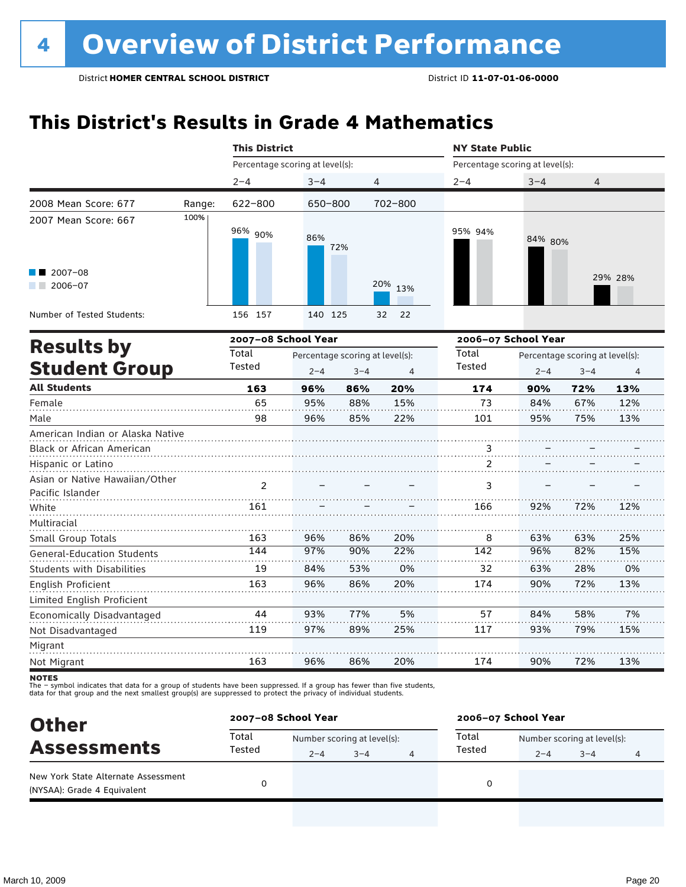# 4 Overview of District Performance

District **HOMER CENTRAL SCHOOL DISTRICT** District ID **11-07-01-06-0000**

## This District's Results in Grade 4 Mathematics

| | This District 2–4 | This District 3–4 | This District 4 | NY State Public 2–4 | NY State Public 3–4 | NY State Public 4 |
|---|---|---|---|---|---|---|
| 2008 Mean Score: 677 — Range: | 622–800 | 650–800 | 702–800 | | | |
| 2007 Mean Score: 667 | | | | | | |
| 2007–08 | 96% | 86% | 20% | 95% | 84% | 29% |
| 2006–07 | 90% | 72% | 13% | 94% | 80% | 28% |
| Number of Tested Students: 2007–08 | 156 | 140 | 32 | | | |
| Number of Tested Students: 2006–07 | 157 | 125 | 22 | | | |

## Results by Student Group

| | 2007–08 Total Tested | 2007–08 2–4 | 2007–08 3–4 | 2007–08 4 | 2006–07 Total Tested | 2006–07 2–4 | 2006–07 3–4 | 2006–07 4 |
|---|---|---|---|---|---|---|---|---|
| **All Students** | **163** | **96%** | **86%** | **20%** | **174** | **90%** | **72%** | **13%** |
| Female | 65 | 95% | 88% | 15% | 73 | 84% | 67% | 12% |
| Male | 98 | 96% | 85% | 22% | 101 | 95% | 75% | 13% |
| American Indian or Alaska Native | | | | | | | | |
| Black or African American | | | | | 3 | – | – | – |
| Hispanic or Latino | | | | | 2 | – | – | – |
| Asian or Native Hawaiian/Other Pacific Islander | 2 | – | – | – | 3 | – | – | – |
| White | 161 | – | – | – | 166 | 92% | 72% | 12% |
| Multiracial | | | | | | | | |
| Small Group Totals | 163 | 96% | 86% | 20% | 8 | 63% | 63% | 25% |
| General-Education Students | 144 | 97% | 90% | 22% | 142 | 96% | 82% | 15% |
| Students with Disabilities | 19 | 84% | 53% | 0% | 32 | 63% | 28% | 0% |
| English Proficient | 163 | 96% | 86% | 20% | 174 | 90% | 72% | 13% |
| Limited English Proficient | | | | | | | | |
| Economically Disadvantaged | 44 | 93% | 77% | 5% | 57 | 84% | 58% | 7% |
| Not Disadvantaged | 119 | 97% | 89% | 25% | 117 | 93% | 79% | 15% |
| Migrant | | | | | | | | |
| Not Migrant | 163 | 96% | 86% | 20% | 174 | 90% | 72% | 13% |

**NOTES**
The – symbol indicates that data for a group of students have been suppressed. If a group has fewer than five students, data for that group and the next smallest group(s) are suppressed to protect the privacy of individual students.

## Other Assessments

| | 2007–08 Total Tested | 2007–08 2–4 | 2007–08 3–4 | 2007–08 4 | 2006–07 Total Tested | 2006–07 2–4 | 2006–07 3–4 | 2006–07 4 |
|---|---|---|---|---|---|---|---|---|
| New York State Alternate Assessment (NYSAA): Grade 4 Equivalent | 0 | | | | 0 | | | |

March 10, 2009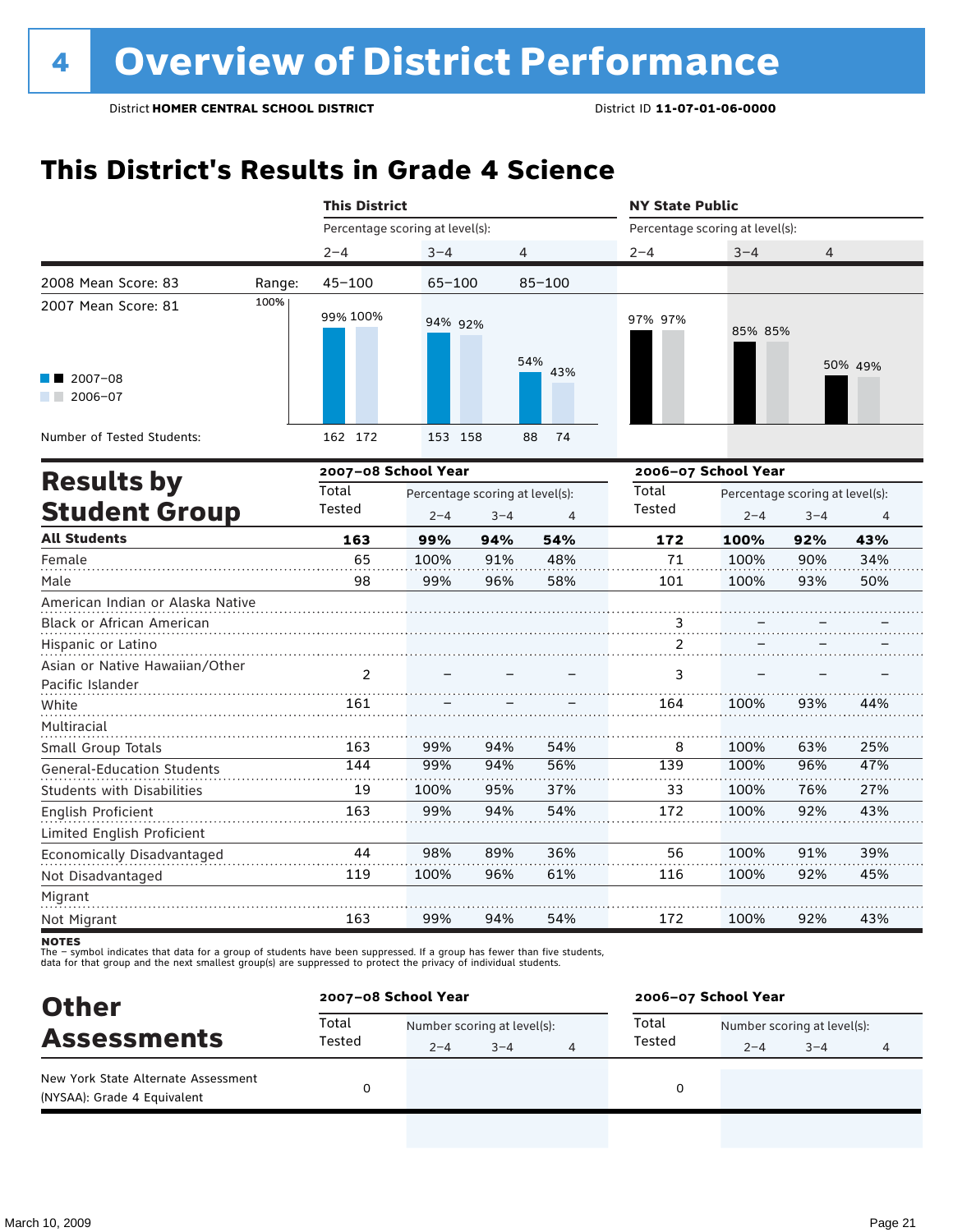# 4 Overview of District Performance

District **HOMER CENTRAL SCHOOL DISTRICT** District ID **11-07-01-06-0000**

## This District's Results in Grade 4 Science

| | This District | | | NY State Public | | |
|---|---|---|---|---|---|---|
| | Percentage scoring at level(s): | | | Percentage scoring at level(s): | | |
| | 2–4 | 3–4 | 4 | 2–4 | 3–4 | 4 |
| 2008 Mean Score: 83 — Range: | 45–100 | 65–100 | 85–100 | | | |
| 2007 Mean Score: 81 | | | | | | |
| 2007–08 | 99% | 94% | 54% | 97% | 85% | 50% |
| 2006–07 | 100% | 92% | 43% | 97% | 85% | 49% |
| Number of Tested Students (2007–08) | 162 | 153 | 88 | | | |
| Number of Tested Students (2006–07) | 172 | 158 | 74 | | | |

## Results by Student Group

| | 2007–08 School Year | | | | 2006–07 School Year | | | |
|---|---|---|---|---|---|---|---|---|
| | Total Tested | Percentage scoring at level(s): | | | Total Tested | Percentage scoring at level(s): | | |
| | | 2–4 | 3–4 | 4 | | 2–4 | 3–4 | 4 |
| **All Students** | **163** | **99%** | **94%** | **54%** | **172** | **100%** | **92%** | **43%** |
| Female | 65 | 100% | 91% | 48% | 71 | 100% | 90% | 34% |
| Male | 98 | 99% | 96% | 58% | 101 | 100% | 93% | 50% |
| American Indian or Alaska Native | | | | | | | | |
| Black or African American | | | | | 3 | – | – | – |
| Hispanic or Latino | | | | | 2 | – | – | – |
| Asian or Native Hawaiian/Other Pacific Islander | 2 | – | – | – | 3 | – | – | – |
| White | 161 | – | – | – | 164 | 100% | 93% | 44% |
| Multiracial | | | | | | | | |
| Small Group Totals | 163 | 99% | 94% | 54% | 8 | 100% | 63% | 25% |
| General-Education Students | 144 | 99% | 94% | 56% | 139 | 100% | 96% | 47% |
| Students with Disabilities | 19 | 100% | 95% | 37% | 33 | 100% | 76% | 27% |
| English Proficient | 163 | 99% | 94% | 54% | 172 | 100% | 92% | 43% |
| Limited English Proficient | | | | | | | | |
| Economically Disadvantaged | 44 | 98% | 89% | 36% | 56 | 100% | 91% | 39% |
| Not Disadvantaged | 119 | 100% | 96% | 61% | 116 | 100% | 92% | 45% |
| Migrant | | | | | | | | |
| Not Migrant | 163 | 99% | 94% | 54% | 172 | 100% | 92% | 43% |

**NOTES**
The – symbol indicates that data for a group of students have been suppressed. If a group has fewer than five students, data for that group and the next smallest group(s) are suppressed to protect the privacy of individual students.

## Other Assessments

| | 2007–08 School Year | | | | 2006–07 School Year | | | |
|---|---|---|---|---|---|---|---|---|
| | Total Tested | Number scoring at level(s): | | | Total Tested | Number scoring at level(s): | | |
| | | 2–4 | 3–4 | 4 | | 2–4 | 3–4 | 4 |
| New York State Alternate Assessment (NYSAA): Grade 4 Equivalent | 0 | | | | 0 | | | |

March 10, 2009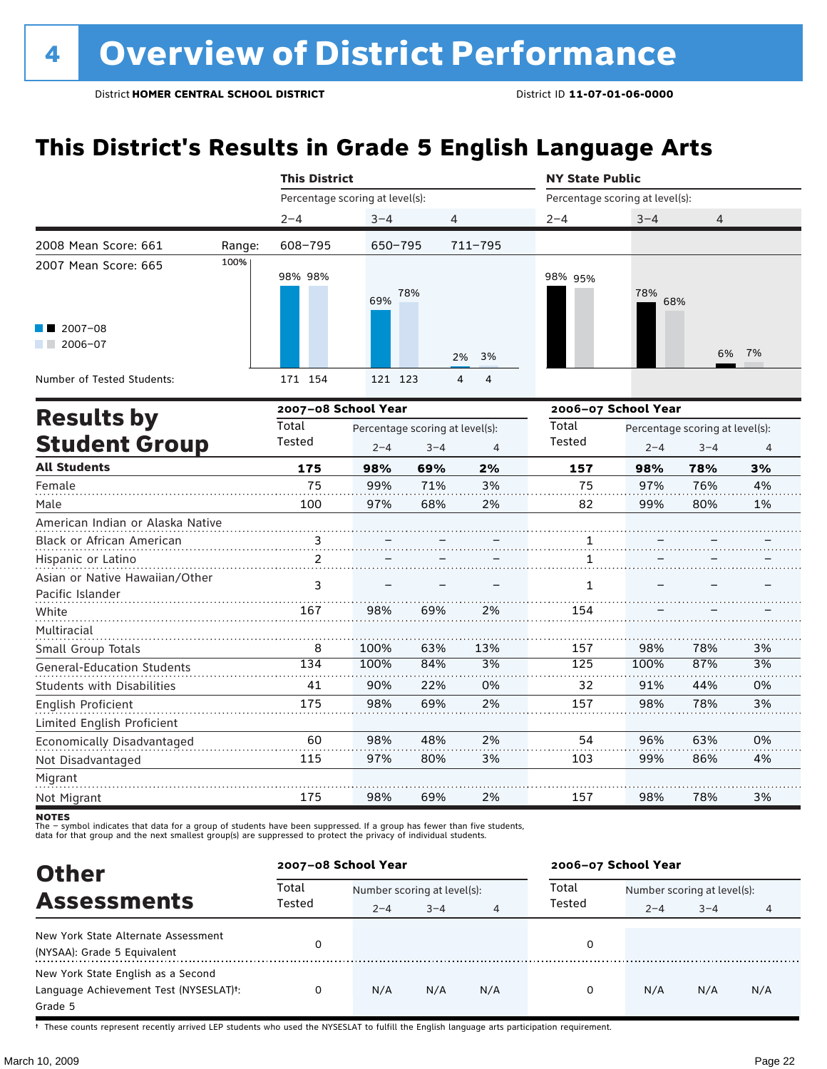# 4 Overview of District Performance

District **HOMER CENTRAL SCHOOL DISTRICT** District ID **11-07-01-06-0000**

## This District's Results in Grade 5 English Language Arts

| | | This District | | | NY State Public | | |
|---|---|---|---|---|---|---|---|
| | | Percentage scoring at level(s): | | | Percentage scoring at level(s): | | |
| | | 2–4 | 3–4 | 4 | 2–4 | 3–4 | 4 |
| 2008 Mean Score: 661 | Range: | 608–795 | 650–795 | 711–795 | | | |
| 2007 Mean Score: 665 | | | | | | | |
| 2007–08 | | 98% | 69% | 2% | 98% | 78% | 6% |
| 2006–07 | | 98% | 78% | 3% | 95% | 68% | 7% |
| Number of Tested Students: 2007–08 | | 171 | 121 | 4 | | | |
| Number of Tested Students: 2006–07 | | 154 | 123 | 4 | | | |

## Results by Student Group

| | 2007–08 School Year | | | | 2006–07 School Year | | | |
|---|---|---|---|---|---|---|---|---|
| | Total Tested | Percentage scoring at level(s): | | | Total Tested | Percentage scoring at level(s): | | |
| | | 2–4 | 3–4 | 4 | | 2–4 | 3–4 | 4 |
| **All Students** | **175** | **98%** | **69%** | **2%** | **157** | **98%** | **78%** | **3%** |
| Female | 75 | 99% | 71% | 3% | 75 | 97% | 76% | 4% |
| Male | 100 | 97% | 68% | 2% | 82 | 99% | 80% | 1% |
| American Indian or Alaska Native | | | | | | | | |
| Black or African American | 3 | – | – | – | 1 | – | – | – |
| Hispanic or Latino | 2 | – | – | – | 1 | – | – | – |
| Asian or Native Hawaiian/Other Pacific Islander | 3 | – | – | – | 1 | – | – | – |
| White | 167 | 98% | 69% | 2% | 154 | – | – | – |
| Multiracial | | | | | | | | |
| Small Group Totals | 8 | 100% | 63% | 13% | 157 | 98% | 78% | 3% |
| General-Education Students | 134 | 100% | 84% | 3% | 125 | 100% | 87% | 3% |
| Students with Disabilities | 41 | 90% | 22% | 0% | 32 | 91% | 44% | 0% |
| English Proficient | 175 | 98% | 69% | 2% | 157 | 98% | 78% | 3% |
| Limited English Proficient | | | | | | | | |
| Economically Disadvantaged | 60 | 98% | 48% | 2% | 54 | 96% | 63% | 0% |
| Not Disadvantaged | 115 | 97% | 80% | 3% | 103 | 99% | 86% | 4% |
| Migrant | | | | | | | | |
| Not Migrant | 175 | 98% | 69% | 2% | 157 | 98% | 78% | 3% |

**NOTES**

The – symbol indicates that data for a group of students have been suppressed. If a group has fewer than five students, data for that group and the next smallest group(s) are suppressed to protect the privacy of individual students.

## Other Assessments

| | 2007–08 School Year | | | | 2006–07 School Year | | | |
|---|---|---|---|---|---|---|---|---|
| | Total Tested | Number scoring at level(s): | | | Total Tested | Number scoring at level(s): | | |
| | | 2–4 | 3–4 | 4 | | 2–4 | 3–4 | 4 |
| New York State Alternate Assessment (NYSAA): Grade 5 Equivalent | 0 | | | | 0 | | | |
| New York State English as a Second Language Achievement Test (NYSESLAT)†: Grade 5 | 0 | N/A | N/A | N/A | 0 | N/A | N/A | N/A |

† These counts represent recently arrived LEP students who used the NYSESLAT to fulfill the English language arts participation requirement.

March 10, 2009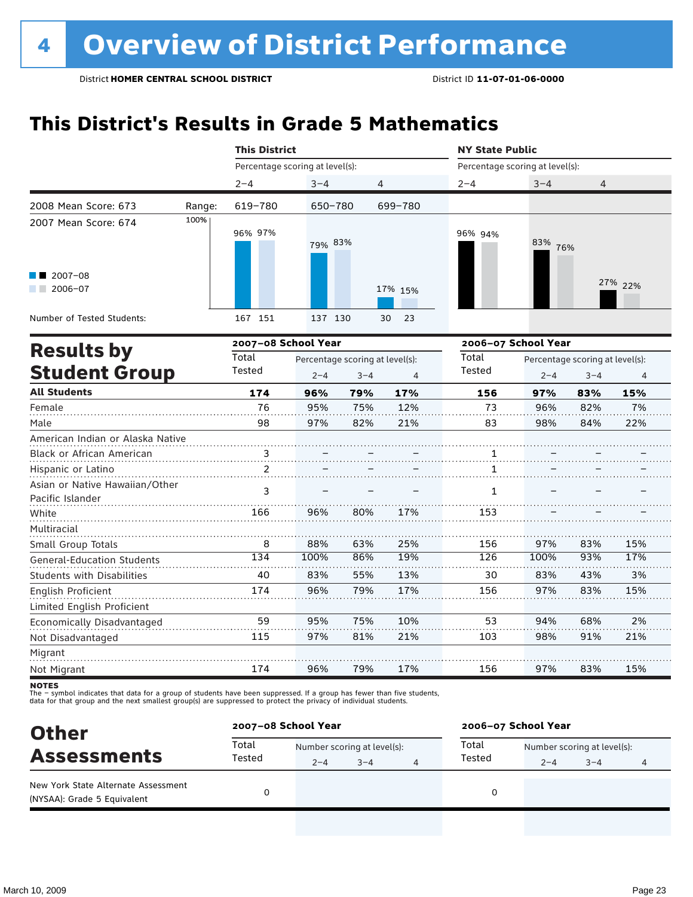# 4 Overview of District Performance

District **HOMER CENTRAL SCHOOL DISTRICT** District ID **11-07-01-06-0000**

## This District's Results in Grade 5 Mathematics

| | | This District | | | NY State Public | | |
|---|---|---|---|---|---|---|---|
| | | Percentage scoring at level(s): | | | Percentage scoring at level(s): | | |
| | | 2–4 | 3–4 | 4 | 2–4 | 3–4 | 4 |
| 2008 Mean Score: 673 | Range: | 619–780 | 650–780 | 699–780 | | | |
| 2007 Mean Score: 674 | | | | | | | |
| 2007–08 | | 96% | 79% | 17% | 96% | 83% | 27% |
| 2006–07 | | 97% | 83% | 15% | 94% | 76% | 22% |
| Number of Tested Students: 2007–08 | | 167 | 137 | 30 | | | |
| Number of Tested Students: 2006–07 | | 151 | 130 | 23 | | | |

## Results by Student Group

| | 2007–08 School Year | | | | 2006–07 School Year | | | |
|---|---|---|---|---|---|---|---|---|
| | Total Tested | Percentage scoring at level(s): | | | Total Tested | Percentage scoring at level(s): | | |
| | | 2–4 | 3–4 | 4 | | 2–4 | 3–4 | 4 |
| **All Students** | **174** | **96%** | **79%** | **17%** | **156** | **97%** | **83%** | **15%** |
| Female | 76 | 95% | 75% | 12% | 73 | 96% | 82% | 7% |
| Male | 98 | 97% | 82% | 21% | 83 | 98% | 84% | 22% |
| American Indian or Alaska Native | | | | | | | | |
| Black or African American | 3 | – | – | – | 1 | – | – | – |
| Hispanic or Latino | 2 | – | – | – | 1 | – | – | – |
| Asian or Native Hawaiian/Other Pacific Islander | 3 | – | – | – | 1 | – | – | – |
| White | 166 | 96% | 80% | 17% | 153 | – | – | – |
| Multiracial | | | | | | | | |
| Small Group Totals | 8 | 88% | 63% | 25% | 156 | 97% | 83% | 15% |
| General-Education Students | 134 | 100% | 86% | 19% | 126 | 100% | 93% | 17% |
| Students with Disabilities | 40 | 83% | 55% | 13% | 30 | 83% | 43% | 3% |
| English Proficient | 174 | 96% | 79% | 17% | 156 | 97% | 83% | 15% |
| Limited English Proficient | | | | | | | | |
| Economically Disadvantaged | 59 | 95% | 75% | 10% | 53 | 94% | 68% | 2% |
| Not Disadvantaged | 115 | 97% | 81% | 21% | 103 | 98% | 91% | 21% |
| Migrant | | | | | | | | |
| Not Migrant | 174 | 96% | 79% | 17% | 156 | 97% | 83% | 15% |

**NOTES**
The – symbol indicates that data for a group of students have been suppressed. If a group has fewer than five students, data for that group and the next smallest group(s) are suppressed to protect the privacy of individual students.

## Other Assessments

| | 2007–08 School Year | | | | 2006–07 School Year | | | |
|---|---|---|---|---|---|---|---|---|
| | Total Tested | Number scoring at level(s): | | | Total Tested | Number scoring at level(s): | | |
| | | 2–4 | 3–4 | 4 | | 2–4 | 3–4 | 4 |
| New York State Alternate Assessment (NYSAA): Grade 5 Equivalent | 0 | | | | 0 | | | |

March 10, 2009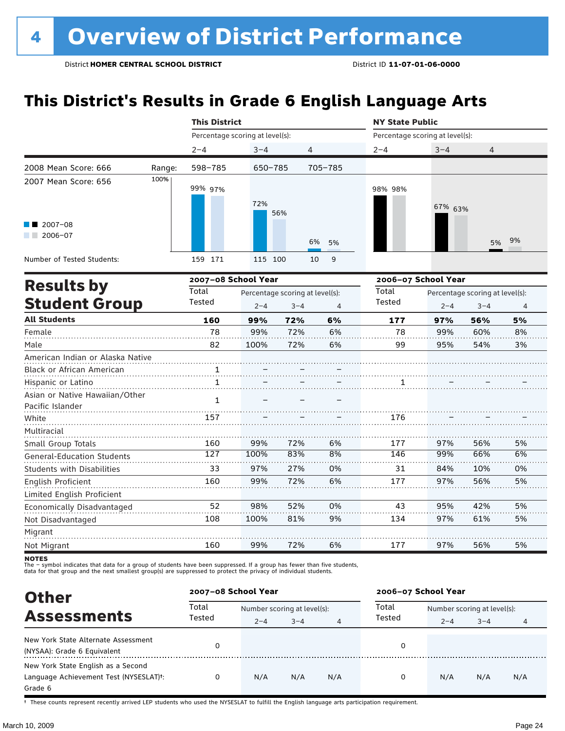# 4 Overview of District Performance

District **HOMER CENTRAL SCHOOL DISTRICT** District ID **11-07-01-06-0000**

## This District's Results in Grade 6 English Language Arts

| | | This District | | | NY State Public | | |
|---|---|---|---|---|---|---|---|
| | | Percentage scoring at level(s): | | | Percentage scoring at level(s): | | |
| | | 2–4 | 3–4 | 4 | 2–4 | 3–4 | 4 |
| 2008 Mean Score: 666 | Range: | 598–785 | 650–785 | 705–785 | | | |
| 2007 Mean Score: 656 | | | | | | | |
| 2007–08 | | 99% | 72% | 6% | 98% | 67% | 5% |
| 2006–07 | | 97% | 56% | 5% | 98% | 63% | 9% |
| Number of Tested Students: 2007–08 | | 159 | 115 | 10 | | | |
| Number of Tested Students: 2006–07 | | 171 | 100 | 9 | | | |

## Results by Student Group

| | 2007–08 School Year | | | | 2006–07 School Year | | | |
|---|---|---|---|---|---|---|---|---|
| | Total Tested | Percentage scoring at level(s): | | | Total Tested | Percentage scoring at level(s): | | |
| | | 2–4 | 3–4 | 4 | | 2–4 | 3–4 | 4 |
| **All Students** | **160** | **99%** | **72%** | **6%** | **177** | **97%** | **56%** | **5%** |
| Female | 78 | 99% | 72% | 6% | 78 | 99% | 60% | 8% |
| Male | 82 | 100% | 72% | 6% | 99 | 95% | 54% | 3% |
| American Indian or Alaska Native | | | | | | | | |
| Black or African American | 1 | – | – | – | | | | |
| Hispanic or Latino | 1 | – | – | – | 1 | – | – | – |
| Asian or Native Hawaiian/Other Pacific Islander | 1 | – | – | – | | | | |
| White | 157 | – | – | – | 176 | – | – | – |
| Multiracial | | | | | | | | |
| Small Group Totals | 160 | 99% | 72% | 6% | 177 | 97% | 56% | 5% |
| General-Education Students | 127 | 100% | 83% | 8% | 146 | 99% | 66% | 6% |
| Students with Disabilities | 33 | 97% | 27% | 0% | 31 | 84% | 10% | 0% |
| English Proficient | 160 | 99% | 72% | 6% | 177 | 97% | 56% | 5% |
| Limited English Proficient | | | | | | | | |
| Economically Disadvantaged | 52 | 98% | 52% | 0% | 43 | 95% | 42% | 5% |
| Not Disadvantaged | 108 | 100% | 81% | 9% | 134 | 97% | 61% | 5% |
| Migrant | | | | | | | | |
| Not Migrant | 160 | 99% | 72% | 6% | 177 | 97% | 56% | 5% |

**NOTES**
The – symbol indicates that data for a group of students have been suppressed. If a group has fewer than five students, data for that group and the next smallest group(s) are suppressed to protect the privacy of individual students.

## Other Assessments

| | 2007–08 School Year | | | | 2006–07 School Year | | | |
|---|---|---|---|---|---|---|---|---|
| | Total Tested | Number scoring at level(s): | | | Total Tested | Number scoring at level(s): | | |
| | | 2–4 | 3–4 | 4 | | 2–4 | 3–4 | 4 |
| New York State Alternate Assessment (NYSAA): Grade 6 Equivalent | 0 | | | | 0 | | | |
| New York State English as a Second Language Achievement Test (NYSESLAT)†: Grade 6 | 0 | N/A | N/A | N/A | 0 | N/A | N/A | N/A |

† These counts represent recently arrived LEP students who used the NYSESLAT to fulfill the English language arts participation requirement.

March 10, 2009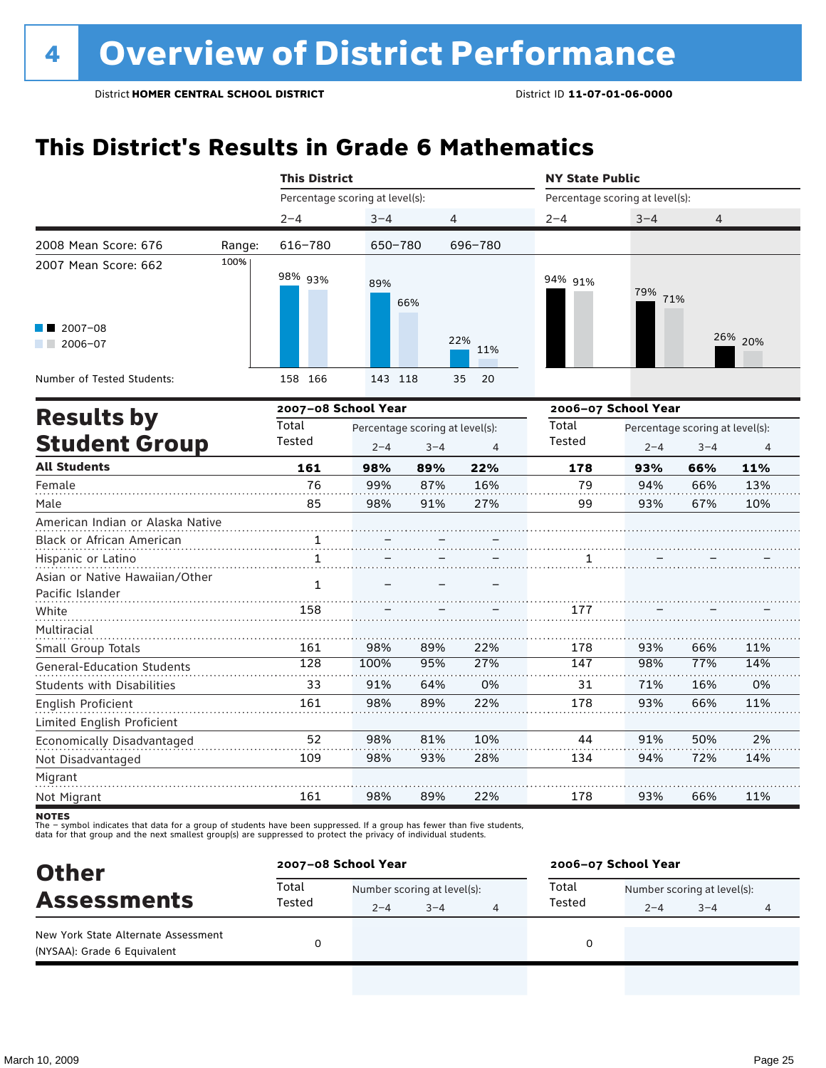# 4 Overview of District Performance

District **HOMER CENTRAL SCHOOL DISTRICT** District ID **11-07-01-06-0000**

## This District's Results in Grade 6 Mathematics

| | This District 2–4 | This District 3–4 | This District 4 | NY State Public 2–4 | NY State Public 3–4 | NY State Public 4 |
|---|---|---|---|---|---|---|
| 2008 Mean Score: 676 — Range: | 616–780 | 650–780 | 696–780 | | | |
| 2007 Mean Score: 662 | | | | | | |
| 2007–08 | 98% | 89% | 22% | 94% | 79% | 26% |
| 2006–07 | 93% | 66% | 11% | 91% | 71% | 20% |
| Number of Tested Students (2007–08) | 158 | 143 | 35 | | | |
| Number of Tested Students (2006–07) | 166 | 118 | 20 | | | |

Percentage scoring at level(s).

## Results by Student Group

| | 2007–08 Total Tested | 2007–08 2–4 | 2007–08 3–4 | 2007–08 4 | 2006–07 Total Tested | 2006–07 2–4 | 2006–07 3–4 | 2006–07 4 |
|---|---|---|---|---|---|---|---|---|
| **All Students** | **161** | **98%** | **89%** | **22%** | **178** | **93%** | **66%** | **11%** |
| Female | 76 | 99% | 87% | 16% | 79 | 94% | 66% | 13% |
| Male | 85 | 98% | 91% | 27% | 99 | 93% | 67% | 10% |
| American Indian or Alaska Native | | | | | | | | |
| Black or African American | 1 | – | – | – | | | | |
| Hispanic or Latino | 1 | – | – | – | 1 | – | – | – |
| Asian or Native Hawaiian/Other Pacific Islander | 1 | – | – | – | | | | |
| White | 158 | – | – | – | 177 | – | – | – |
| Multiracial | | | | | | | | |
| Small Group Totals | 161 | 98% | 89% | 22% | 178 | 93% | 66% | 11% |
| General-Education Students | 128 | 100% | 95% | 27% | 147 | 98% | 77% | 14% |
| Students with Disabilities | 33 | 91% | 64% | 0% | 31 | 71% | 16% | 0% |
| English Proficient | 161 | 98% | 89% | 22% | 178 | 93% | 66% | 11% |
| Limited English Proficient | | | | | | | | |
| Economically Disadvantaged | 52 | 98% | 81% | 10% | 44 | 91% | 50% | 2% |
| Not Disadvantaged | 109 | 98% | 93% | 28% | 134 | 94% | 72% | 14% |
| Migrant | | | | | | | | |
| Not Migrant | 161 | 98% | 89% | 22% | 178 | 93% | 66% | 11% |

**NOTES**
The – symbol indicates that data for a group of students have been suppressed. If a group has fewer than five students, data for that group and the next smallest group(s) are suppressed to protect the privacy of individual students.

## Other Assessments

| | 2007–08 Total Tested | 2007–08 2–4 | 2007–08 3–4 | 2007–08 4 | 2006–07 Total Tested | 2006–07 2–4 | 2006–07 3–4 | 2006–07 4 |
|---|---|---|---|---|---|---|---|---|
| New York State Alternate Assessment (NYSAA): Grade 6 Equivalent | 0 | | | | 0 | | | |

Number scoring at level(s).

March 10, 2009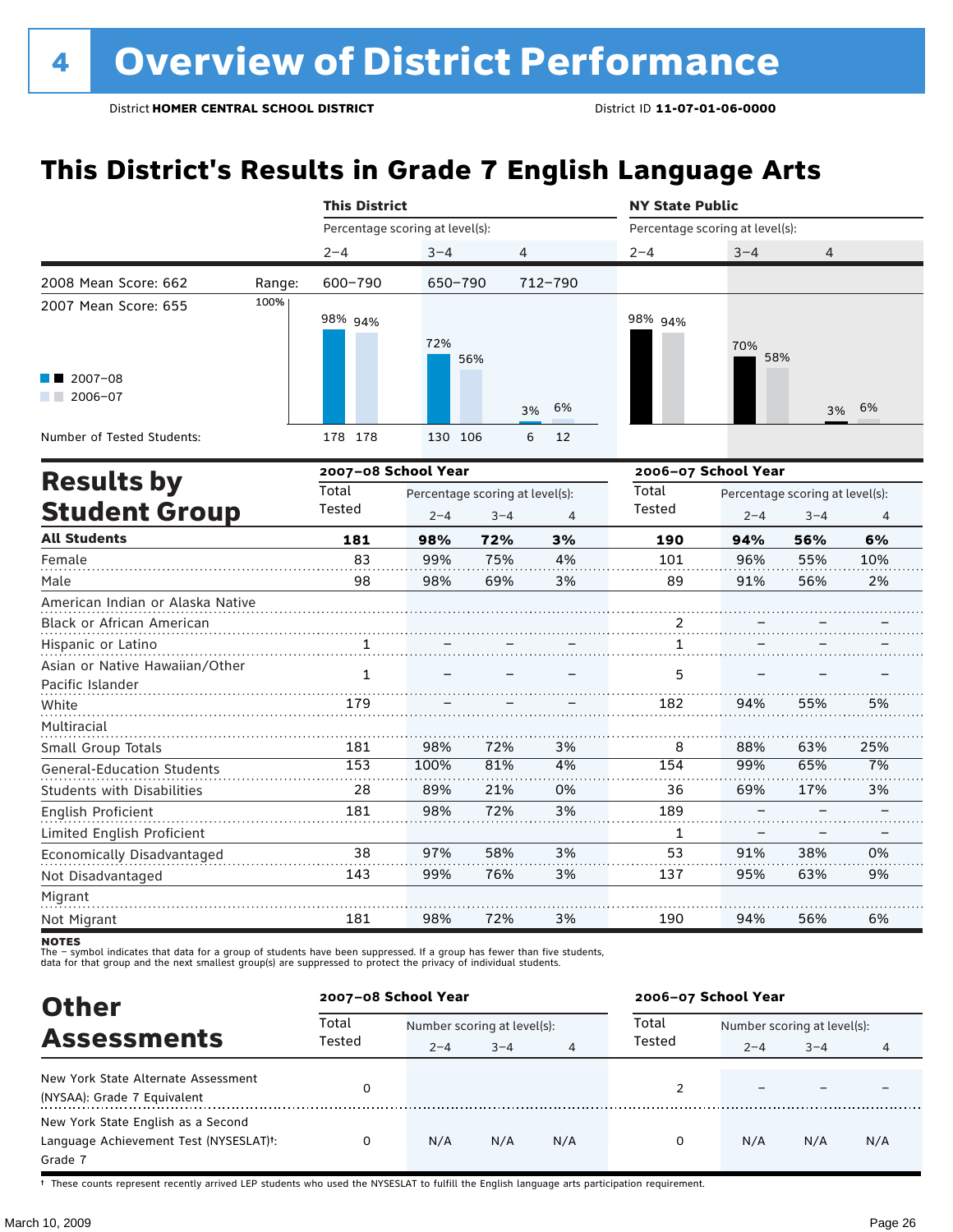# 4 Overview of District Performance

District **HOMER CENTRAL SCHOOL DISTRICT** District ID **11-07-01-06-0000**

## This District's Results in Grade 7 English Language Arts

| | This District | | | NY State Public | | |
|---|---|---|---|---|---|---|
| | Percentage scoring at level(s): | | | Percentage scoring at level(s): | | |
| | 2–4 | 3–4 | 4 | 2–4 | 3–4 | 4 |
| 2008 Mean Score: 662 / Range: | 600–790 | 650–790 | 712–790 | | | |
| 2007 Mean Score: 655 | | | | | | |
| 2007–08 | 98% | 72% | 3% | 98% | 70% | 3% |
| 2006–07 | 94% | 56% | 6% | 94% | 58% | 6% |
| Number of Tested Students (2007–08) | 178 | 130 | 6 | | | |
| Number of Tested Students (2006–07) | 178 | 106 | 12 | | | |

## Results by Student Group

| | 2007–08 School Year | | | | 2006–07 School Year | | | |
|---|---|---|---|---|---|---|---|---|
| | Total Tested | Percentage scoring at level(s): | | | Total Tested | Percentage scoring at level(s): | | |
| | | 2–4 | 3–4 | 4 | | 2–4 | 3–4 | 4 |
| **All Students** | **181** | **98%** | **72%** | **3%** | **190** | **94%** | **56%** | **6%** |
| Female | 83 | 99% | 75% | 4% | 101 | 96% | 55% | 10% |
| Male | 98 | 98% | 69% | 3% | 89 | 91% | 56% | 2% |
| American Indian or Alaska Native | | | | | | | | |
| Black or African American | | | | | 2 | – | – | – |
| Hispanic or Latino | 1 | – | – | – | 1 | – | – | – |
| Asian or Native Hawaiian/Other Pacific Islander | 1 | – | – | – | 5 | – | – | – |
| White | 179 | – | – | – | 182 | 94% | 55% | 5% |
| Multiracial | | | | | | | | |
| Small Group Totals | 181 | 98% | 72% | 3% | 8 | 88% | 63% | 25% |
| General-Education Students | 153 | 100% | 81% | 4% | 154 | 99% | 65% | 7% |
| Students with Disabilities | 28 | 89% | 21% | 0% | 36 | 69% | 17% | 3% |
| English Proficient | 181 | 98% | 72% | 3% | 189 | – | – | – |
| Limited English Proficient | | | | | 1 | – | – | – |
| Economically Disadvantaged | 38 | 97% | 58% | 3% | 53 | 91% | 38% | 0% |
| Not Disadvantaged | 143 | 99% | 76% | 3% | 137 | 95% | 63% | 9% |
| Migrant | | | | | | | | |
| Not Migrant | 181 | 98% | 72% | 3% | 190 | 94% | 56% | 6% |

**NOTES**
The – symbol indicates that data for a group of students have been suppressed. If a group has fewer than five students, data for that group and the next smallest group(s) are suppressed to protect the privacy of individual students.

## Other Assessments

| | 2007–08 School Year | | | | 2006–07 School Year | | | |
|---|---|---|---|---|---|---|---|---|
| | Total Tested | Number scoring at level(s): | | | Total Tested | Number scoring at level(s): | | |
| | | 2–4 | 3–4 | 4 | | 2–4 | 3–4 | 4 |
| New York State Alternate Assessment (NYSAA): Grade 7 Equivalent | 0 | | | | 2 | – | – | – |
| New York State English as a Second Language Achievement Test (NYSESLAT)†: Grade 7 | 0 | N/A | N/A | N/A | 0 | N/A | N/A | N/A |

† These counts represent recently arrived LEP students who used the NYSESLAT to fulfill the English language arts participation requirement.

March 10, 2009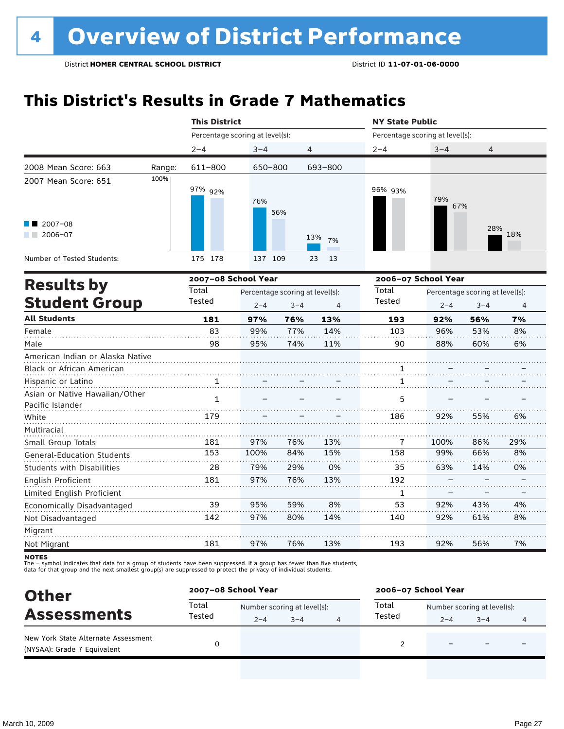# 4 Overview of District Performance

District **HOMER CENTRAL SCHOOL DISTRICT** District ID **11-07-01-06-0000**

## This District's Results in Grade 7 Mathematics

| | | This District | | | NY State Public | | |
|---|---|---|---|---|---|---|---|
| | | Percentage scoring at level(s): | | | Percentage scoring at level(s): | | |
| | | 2–4 | 3–4 | 4 | 2–4 | 3–4 | 4 |
| 2008 Mean Score: 663 | Range: | 611–800 | 650–800 | 693–800 | | | |
| 2007 Mean Score: 651 | | | | | | | |
| 2007–08 | | 97% | 76% | 13% | 96% | 79% | 28% |
| 2006–07 | | 92% | 56% | 7% | 93% | 67% | 18% |
| Number of Tested Students: | | 175 178 | 137 109 | 23 13 | | | |

## Results by Student Group

| | 2007–08 School Year | | | | 2006–07 School Year | | | |
|---|---|---|---|---|---|---|---|---|
| | Total Tested | Percentage scoring at level(s): 2–4 | 3–4 | 4 | Total Tested | Percentage scoring at level(s): 2–4 | 3–4 | 4 |
| **All Students** | **181** | **97%** | **76%** | **13%** | **193** | **92%** | **56%** | **7%** |
| Female | 83 | 99% | 77% | 14% | 103 | 96% | 53% | 8% |
| Male | 98 | 95% | 74% | 11% | 90 | 88% | 60% | 6% |
| American Indian or Alaska Native | | | | | | | | |
| Black or African American | | | | | 1 | – | – | – |
| Hispanic or Latino | 1 | – | – | – | 1 | – | – | – |
| Asian or Native Hawaiian/Other Pacific Islander | 1 | – | – | – | 5 | – | – | – |
| White | 179 | – | – | – | 186 | 92% | 55% | 6% |
| Multiracial | | | | | | | | |
| Small Group Totals | 181 | 97% | 76% | 13% | 7 | 100% | 86% | 29% |
| General-Education Students | 153 | 100% | 84% | 15% | 158 | 99% | 66% | 8% |
| Students with Disabilities | 28 | 79% | 29% | 0% | 35 | 63% | 14% | 0% |
| English Proficient | 181 | 97% | 76% | 13% | 192 | – | – | – |
| Limited English Proficient | | | | | 1 | – | – | – |
| Economically Disadvantaged | 39 | 95% | 59% | 8% | 53 | 92% | 43% | 4% |
| Not Disadvantaged | 142 | 97% | 80% | 14% | 140 | 92% | 61% | 8% |
| Migrant | | | | | | | | |
| Not Migrant | 181 | 97% | 76% | 13% | 193 | 92% | 56% | 7% |

**NOTES**
The – symbol indicates that data for a group of students have been suppressed. If a group has fewer than five students, data for that group and the next smallest group(s) are suppressed to protect the privacy of individual students.

## Other Assessments

| | 2007–08 School Year | | | | 2006–07 School Year | | | |
|---|---|---|---|---|---|---|---|---|
| | Total Tested | Number scoring at level(s): 2–4 | 3–4 | 4 | Total Tested | Number scoring at level(s): 2–4 | 3–4 | 4 |
| New York State Alternate Assessment (NYSAA): Grade 7 Equivalent | 0 | | | | 2 | – | – | – |

March 10, 2009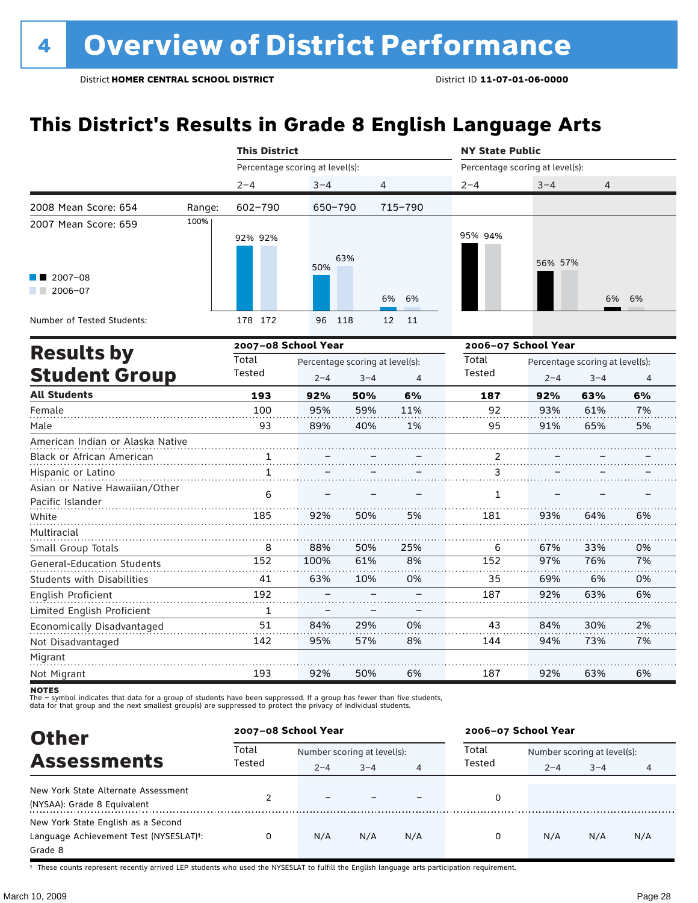# 4 Overview of District Performance

District **HOMER CENTRAL SCHOOL DISTRICT** District ID **11-07-01-06-0000**

## This District's Results in Grade 8 English Language Arts

| | | This District | | | NY State Public | | |
|---|---|---|---|---|---|---|---|
| | | Percentage scoring at level(s): | | | Percentage scoring at level(s): | | |
| | | 2–4 | 3–4 | 4 | 2–4 | 3–4 | 4 |
| 2008 Mean Score: 654 | Range: | 602–790 | 650–790 | 715–790 | | | |
| 2007 Mean Score: 659 | | | | | | | |
| 2007–08 | | 92% | 50% | 6% | 95% | 56% | 6% |
| 2006–07 | | 92% | 63% | 6% | 94% | 57% | 6% |
| Number of Tested Students: 2007–08 | | 178 | 96 | 12 | | | |
| Number of Tested Students: 2006–07 | | 172 | 118 | 11 | | | |

## Results by Student Group

| | 2007–08 School Year | | | | 2006–07 School Year | | | |
|---|---|---|---|---|---|---|---|---|
| | Total Tested | Percentage scoring at level(s): | | | Total Tested | Percentage scoring at level(s): | | |
| | | 2–4 | 3–4 | 4 | | 2–4 | 3–4 | 4 |
| **All Students** | **193** | **92%** | **50%** | **6%** | **187** | **92%** | **63%** | **6%** |
| Female | 100 | 95% | 59% | 11% | 92 | 93% | 61% | 7% |
| Male | 93 | 89% | 40% | 1% | 95 | 91% | 65% | 5% |
| American Indian or Alaska Native | | | | | | | | |
| Black or African American | 1 | – | – | – | 2 | – | – | – |
| Hispanic or Latino | 1 | – | – | – | 3 | – | – | – |
| Asian or Native Hawaiian/Other Pacific Islander | 6 | – | – | – | 1 | – | – | – |
| White | 185 | 92% | 50% | 5% | 181 | 93% | 64% | 6% |
| Multiracial | | | | | | | | |
| Small Group Totals | 8 | 88% | 50% | 25% | 6 | 67% | 33% | 0% |
| General-Education Students | 152 | 100% | 61% | 8% | 152 | 97% | 76% | 7% |
| Students with Disabilities | 41 | 63% | 10% | 0% | 35 | 69% | 6% | 0% |
| English Proficient | 192 | – | – | – | 187 | 92% | 63% | 6% |
| Limited English Proficient | 1 | – | – | – | | | | |
| Economically Disadvantaged | 51 | 84% | 29% | 0% | 43 | 84% | 30% | 2% |
| Not Disadvantaged | 142 | 95% | 57% | 8% | 144 | 94% | 73% | 7% |
| Migrant | | | | | | | | |
| Not Migrant | 193 | 92% | 50% | 6% | 187 | 92% | 63% | 6% |

**NOTES**
The – symbol indicates that data for a group of students have been suppressed. If a group has fewer than five students, data for that group and the next smallest group(s) are suppressed to protect the privacy of individual students.

## Other Assessments

| | 2007–08 School Year | | | | 2006–07 School Year | | | |
|---|---|---|---|---|---|---|---|---|
| | Total Tested | Number scoring at level(s): | | | Total Tested | Number scoring at level(s): | | |
| | | 2–4 | 3–4 | 4 | | 2–4 | 3–4 | 4 |
| New York State Alternate Assessment (NYSAA): Grade 8 Equivalent | 2 | – | – | – | 0 | | | |
| New York State English as a Second Language Achievement Test (NYSESLAT)†: Grade 8 | 0 | N/A | N/A | N/A | 0 | N/A | N/A | N/A |

† These counts represent recently arrived LEP students who used the NYSESLAT to fulfill the English language arts participation requirement.

March 10, 2009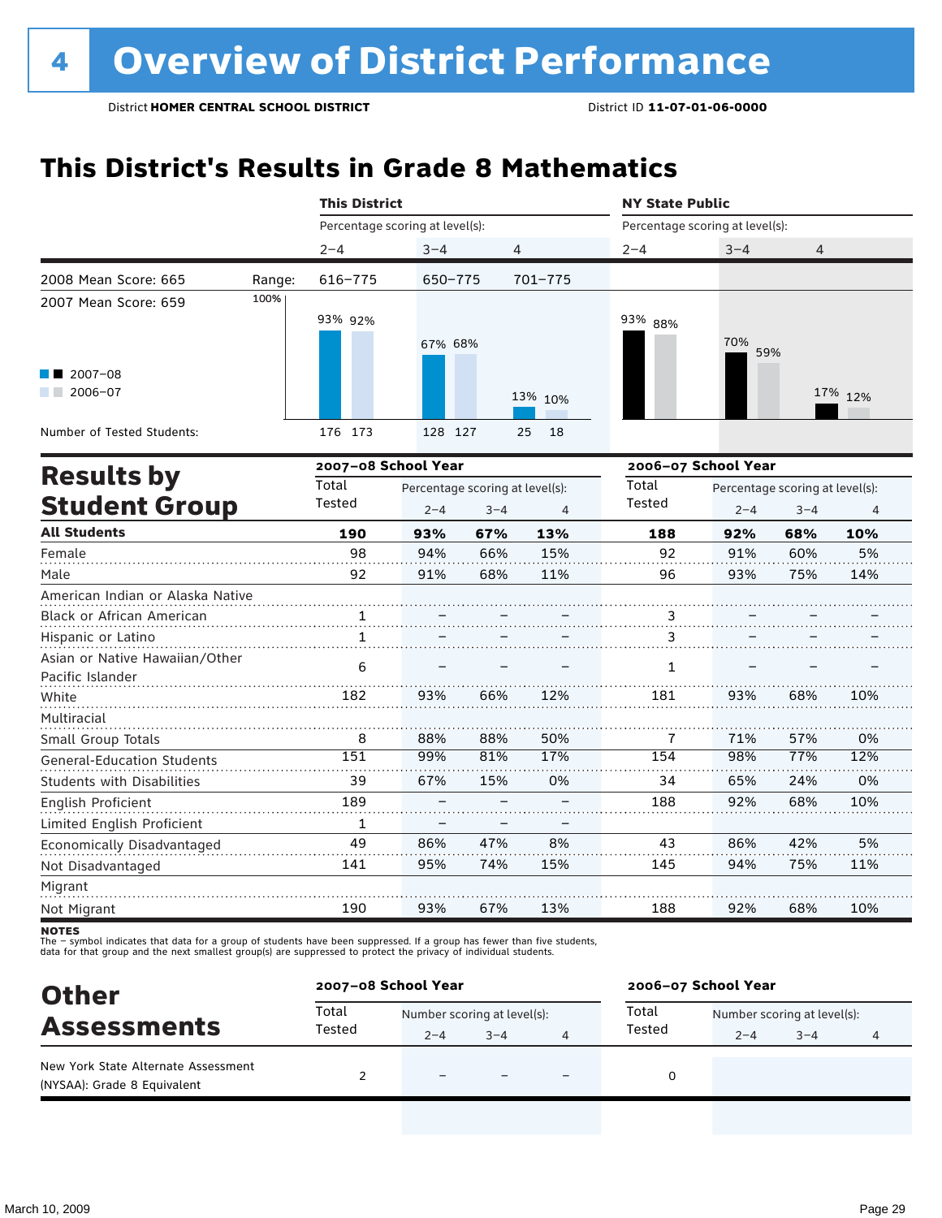# 4 Overview of District Performance

District **HOMER CENTRAL SCHOOL DISTRICT** District ID **11-07-01-06-0000**

## This District's Results in Grade 8 Mathematics

| | | This District | | | NY State Public | | |
|---|---|---|---|---|---|---|---|
| | | Percentage scoring at level(s): | | | Percentage scoring at level(s): | | |
| | | 2–4 | 3–4 | 4 | 2–4 | 3–4 | 4 |
| 2008 Mean Score: 665 | Range: | 616–775 | 650–775 | 701–775 | | | |
| 2007 Mean Score: 659 | | | | | | | |
| 2007–08 | | 93% | 67% | 13% | 93% | 70% | 17% |
| 2006–07 | | 92% | 68% | 10% | 88% | 59% | 12% |
| Number of Tested Students: 2007–08 | | 176 | 128 | 25 | | | |
| Number of Tested Students: 2006–07 | | 173 | 127 | 18 | | | |

## Results by Student Group

| | 2007–08 School Year | | | | 2006–07 School Year | | | |
|---|---|---|---|---|---|---|---|---|
| | Total Tested | Percentage scoring at level(s): | | | Total Tested | Percentage scoring at level(s): | | |
| | | 2–4 | 3–4 | 4 | | 2–4 | 3–4 | 4 |
| **All Students** | **190** | **93%** | **67%** | **13%** | **188** | **92%** | **68%** | **10%** |
| Female | 98 | 94% | 66% | 15% | 92 | 91% | 60% | 5% |
| Male | 92 | 91% | 68% | 11% | 96 | 93% | 75% | 14% |
| American Indian or Alaska Native | | | | | | | | |
| Black or African American | 1 | – | – | – | 3 | – | – | – |
| Hispanic or Latino | 1 | – | – | – | 3 | – | – | – |
| Asian or Native Hawaiian/Other Pacific Islander | 6 | – | – | – | 1 | – | – | – |
| White | 182 | 93% | 66% | 12% | 181 | 93% | 68% | 10% |
| Multiracial | | | | | | | | |
| Small Group Totals | 8 | 88% | 88% | 50% | 7 | 71% | 57% | 0% |
| General-Education Students | 151 | 99% | 81% | 17% | 154 | 98% | 77% | 12% |
| Students with Disabilities | 39 | 67% | 15% | 0% | 34 | 65% | 24% | 0% |
| English Proficient | 189 | – | – | – | 188 | 92% | 68% | 10% |
| Limited English Proficient | 1 | – | – | – | | | | |
| Economically Disadvantaged | 49 | 86% | 47% | 8% | 43 | 86% | 42% | 5% |
| Not Disadvantaged | 141 | 95% | 74% | 15% | 145 | 94% | 75% | 11% |
| Migrant | | | | | | | | |
| Not Migrant | 190 | 93% | 67% | 13% | 188 | 92% | 68% | 10% |

**NOTES**
The – symbol indicates that data for a group of students have been suppressed. If a group has fewer than five students, data for that group and the next smallest group(s) are suppressed to protect the privacy of individual students.

## Other Assessments

| | 2007–08 School Year | | | | 2006–07 School Year | | | |
|---|---|---|---|---|---|---|---|---|
| | Total Tested | Number scoring at level(s): | | | Total Tested | Number scoring at level(s): | | |
| | | 2–4 | 3–4 | 4 | | 2–4 | 3–4 | 4 |
| New York State Alternate Assessment (NYSAA): Grade 8 Equivalent | 2 | – | – | – | 0 | | | |

March 10, 2009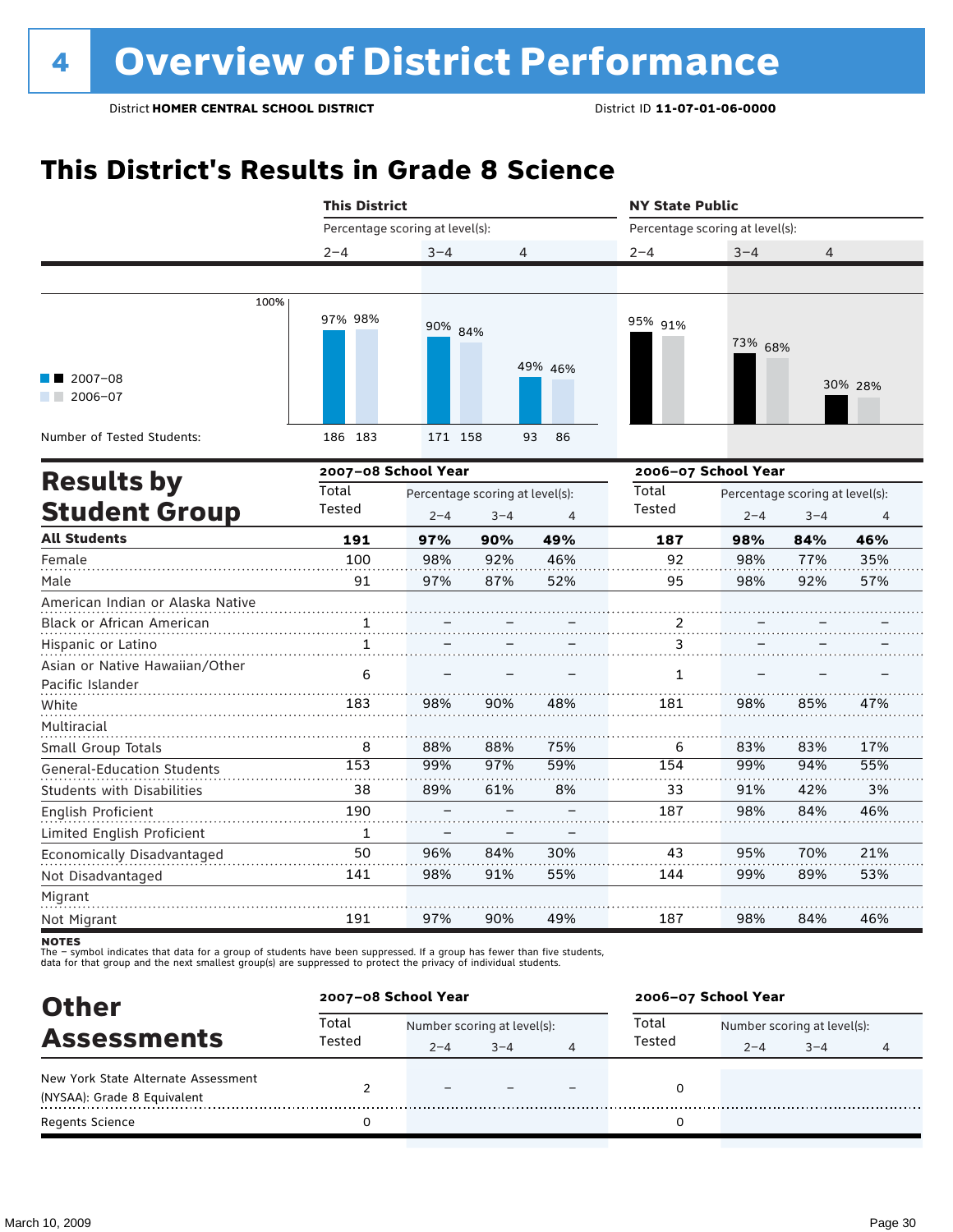# 4 Overview of District Performance

District **HOMER CENTRAL SCHOOL DISTRICT** District ID **11-07-01-06-0000**

## This District's Results in Grade 8 Science

| | This District | | | NY State Public | | |
|---|---|---|---|---|---|---|
| Percentage scoring at level(s): | 2–4 | 3–4 | 4 | 2–4 | 3–4 | 4 |
| 2007–08 | 97% | 90% | 49% | 95% | 73% | 30% |
| 2006–07 | 98% | 84% | 46% | 91% | 68% | 28% |
| Number of Tested Students: 2007–08 | 186 | 171 | 93 | | | |
| Number of Tested Students: 2006–07 | 183 | 158 | 86 | | | |

## Results by Student Group

| | 2007–08 School Year | | | | 2006–07 School Year | | | |
|---|---|---|---|---|---|---|---|---|
| | Total Tested | Percentage scoring at level(s): 2–4 | 3–4 | 4 | Total Tested | Percentage scoring at level(s): 2–4 | 3–4 | 4 |
| **All Students** | **191** | **97%** | **90%** | **49%** | **187** | **98%** | **84%** | **46%** |
| Female | 100 | 98% | 92% | 46% | 92 | 98% | 77% | 35% |
| Male | 91 | 97% | 87% | 52% | 95 | 98% | 92% | 57% |
| American Indian or Alaska Native | | | | | | | | |
| Black or African American | 1 | – | – | – | 2 | – | – | – |
| Hispanic or Latino | 1 | – | – | – | 3 | – | – | – |
| Asian or Native Hawaiian/Other Pacific Islander | 6 | – | – | – | 1 | – | – | – |
| White | 183 | 98% | 90% | 48% | 181 | 98% | 85% | 47% |
| Multiracial | | | | | | | | |
| Small Group Totals | 8 | 88% | 88% | 75% | 6 | 83% | 83% | 17% |
| General-Education Students | 153 | 99% | 97% | 59% | 154 | 99% | 94% | 55% |
| Students with Disabilities | 38 | 89% | 61% | 8% | 33 | 91% | 42% | 3% |
| English Proficient | 190 | – | – | – | 187 | 98% | 84% | 46% |
| Limited English Proficient | 1 | – | – | – | | | | |
| Economically Disadvantaged | 50 | 96% | 84% | 30% | 43 | 95% | 70% | 21% |
| Not Disadvantaged | 141 | 98% | 91% | 55% | 144 | 99% | 89% | 53% |
| Migrant | | | | | | | | |
| Not Migrant | 191 | 97% | 90% | 49% | 187 | 98% | 84% | 46% |

**NOTES**
The – symbol indicates that data for a group of students have been suppressed. If a group has fewer than five students, data for that group and the next smallest group(s) are suppressed to protect the privacy of individual students.

## Other Assessments

| | 2007–08 School Year | | | | 2006–07 School Year | | | |
|---|---|---|---|---|---|---|---|---|
| | Total Tested | Number scoring at level(s): 2–4 | 3–4 | 4 | Total Tested | Number scoring at level(s): 2–4 | 3–4 | 4 |
| New York State Alternate Assessment (NYSAA): Grade 8 Equivalent | 2 | – | – | – | 0 | | | |
| Regents Science | 0 | | | | 0 | | | |

March 10, 2009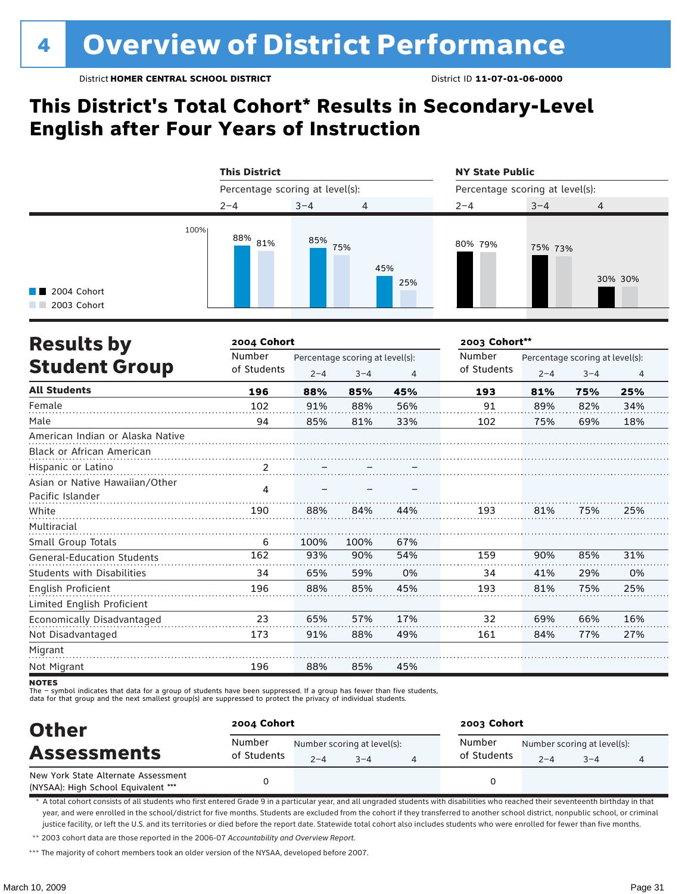# 4 Overview of District Performance

District **HOMER CENTRAL SCHOOL DISTRICT** District ID **11-07-01-06-0000**

## This District's Total Cohort* Results in Secondary-Level English after Four Years of Instruction

| | This District 2–4 | This District 3–4 | This District 4 | NY State Public 2–4 | NY State Public 3–4 | NY State Public 4 |
|---|---|---|---|---|---|---|
| 2004 Cohort | 88% | 85% | 45% | 80% | 75% | 30% |
| 2003 Cohort | 81% | 75% | 25% | 79% | 73% | 30% |

## Results by Student Group

| | 2004 Cohort Number of Students | 2004 Cohort 2–4 | 2004 Cohort 3–4 | 2004 Cohort 4 | 2003 Cohort** Number of Students | 2003 Cohort** 2–4 | 2003 Cohort** 3–4 | 2003 Cohort** 4 |
|---|---|---|---|---|---|---|---|---|
| **All Students** | **196** | **88%** | **85%** | **45%** | **193** | **81%** | **75%** | **25%** |
| Female | 102 | 91% | 88% | 56% | 91 | 89% | 82% | 34% |
| Male | 94 | 85% | 81% | 33% | 102 | 75% | 69% | 18% |
| American Indian or Alaska Native | | | | | | | | |
| Black or African American | | | | | | | | |
| Hispanic or Latino | 2 | – | – | – | | | | |
| Asian or Native Hawaiian/Other Pacific Islander | 4 | – | – | – | | | | |
| White | 190 | 88% | 84% | 44% | 193 | 81% | 75% | 25% |
| Multiracial | | | | | | | | |
| Small Group Totals | 6 | 100% | 100% | 67% | | | | |
| General-Education Students | 162 | 93% | 90% | 54% | 159 | 90% | 85% | 31% |
| Students with Disabilities | 34 | 65% | 59% | 0% | 34 | 41% | 29% | 0% |
| English Proficient | 196 | 88% | 85% | 45% | 193 | 81% | 75% | 25% |
| Limited English Proficient | | | | | | | | |
| Economically Disadvantaged | 23 | 65% | 57% | 17% | 32 | 69% | 66% | 16% |
| Not Disadvantaged | 173 | 91% | 88% | 49% | 161 | 84% | 77% | 27% |
| Migrant | | | | | | | | |
| Not Migrant | 196 | 88% | 85% | 45% | | | | |

**NOTES**
The – symbol indicates that data for a group of students have been suppressed. If a group has fewer than five students, data for that group and the next smallest group(s) are suppressed to protect the privacy of individual students.

## Other Assessments

| | 2004 Cohort Number of Students | 2004 Cohort 2–4 | 2004 Cohort 3–4 | 2004 Cohort 4 | 2003 Cohort Number of Students | 2003 Cohort 2–4 | 2003 Cohort 3–4 | 2003 Cohort 4 |
|---|---|---|---|---|---|---|---|---|
| New York State Alternate Assessment (NYSAA): High School Equivalent *** | 0 | | | | 0 | | | |

\* A total cohort consists of all students who first entered Grade 9 in a particular year, and all ungraded students with disabilities who reached their seventeenth birthday in that year, and were enrolled in the school/district for five months. Students are excluded from the cohort if they transferred to another school district, nonpublic school, or criminal justice facility, or left the U.S. and its territories or died before the report date. Statewide total cohort also includes students who were enrolled for fewer than five months.

** 2003 cohort data are those reported in the 2006-07 *Accountability and Overview Report*.

*** The majority of cohort members took an older version of the NYSAA, developed before 2007.

March 10, 2009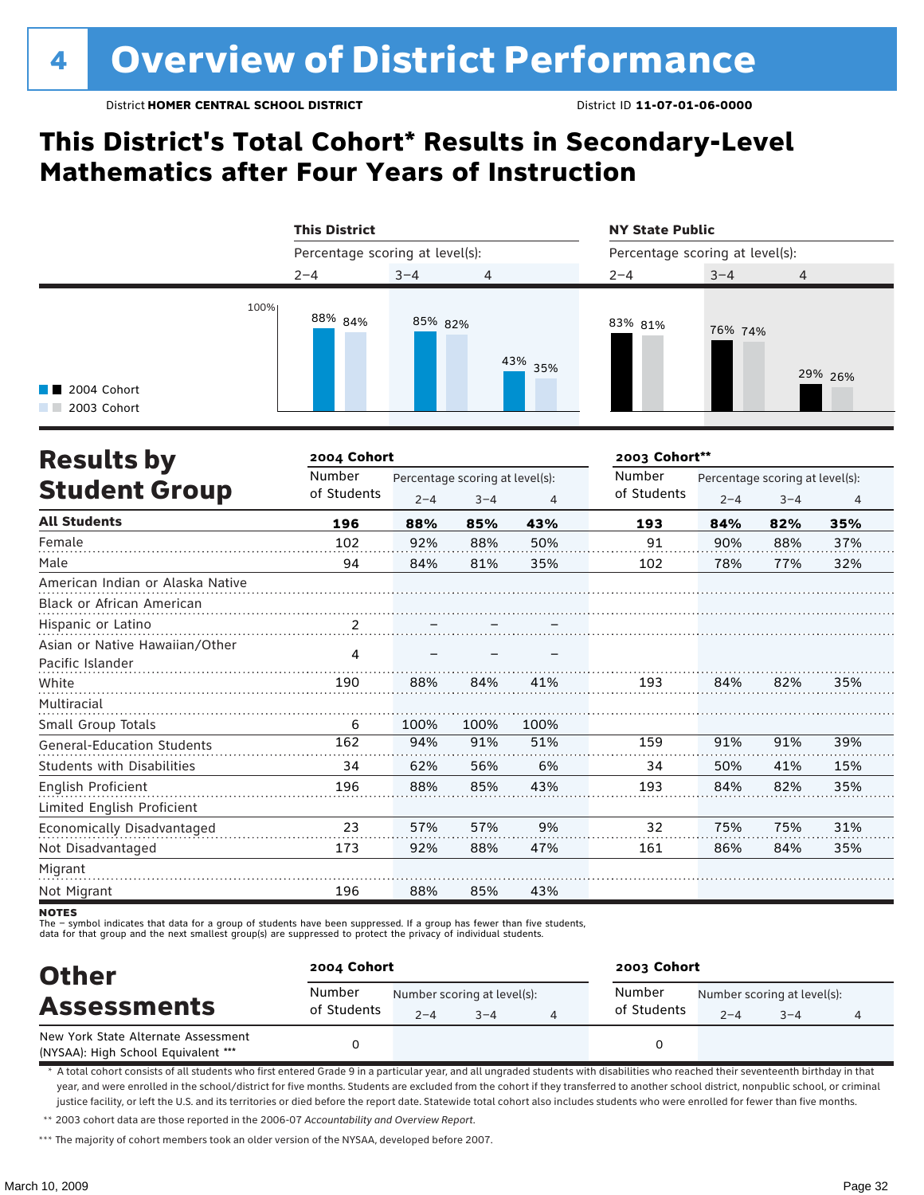# 4 Overview of District Performance

District **HOMER CENTRAL SCHOOL DISTRICT** District ID **11-07-01-06-0000**

## This District's Total Cohort* Results in Secondary-Level Mathematics after Four Years of Instruction

**This District**

Percentage scoring at level(s):

2–4 3–4 4

100%

88% 84%

85% 82%

43% 35%

**NY State Public**

Percentage scoring at level(s):

2–4 3–4 4

83% 81%

76% 74%

29% 26%

2004 Cohort

2003 Cohort

## Results by Student Group

| | 2004 Cohort | | | | 2003 Cohort** | | | |
|---|---|---|---|---|---|---|---|---|
| | Number of Students | Percentage scoring at level(s): 2–4 | 3–4 | 4 | Number of Students | Percentage scoring at level(s): 2–4 | 3–4 | 4 |
| **All Students** | **196** | **88%** | **85%** | **43%** | **193** | **84%** | **82%** | **35%** |
| Female | 102 | 92% | 88% | 50% | 91 | 90% | 88% | 37% |
| Male | 94 | 84% | 81% | 35% | 102 | 78% | 77% | 32% |
| American Indian or Alaska Native | | | | | | | | |
| Black or African American | | | | | | | | |
| Hispanic or Latino | 2 | – | – | – | | | | |
| Asian or Native Hawaiian/Other Pacific Islander | 4 | – | – | – | | | | |
| White | 190 | 88% | 84% | 41% | 193 | 84% | 82% | 35% |
| Multiracial | | | | | | | | |
| Small Group Totals | 6 | 100% | 100% | 100% | | | | |
| General-Education Students | 162 | 94% | 91% | 51% | 159 | 91% | 91% | 39% |
| Students with Disabilities | 34 | 62% | 56% | 6% | 34 | 50% | 41% | 15% |
| English Proficient | 196 | 88% | 85% | 43% | 193 | 84% | 82% | 35% |
| Limited English Proficient | | | | | | | | |
| Economically Disadvantaged | 23 | 57% | 57% | 9% | 32 | 75% | 75% | 31% |
| Not Disadvantaged | 173 | 92% | 88% | 47% | 161 | 86% | 84% | 35% |
| Migrant | | | | | | | | |
| Not Migrant | 196 | 88% | 85% | 43% | | | | |

**NOTES**

The – symbol indicates that data for a group of students have been suppressed. If a group has fewer than five students, data for that group and the next smallest group(s) are suppressed to protect the privacy of individual students.

## Other Assessments

| | 2004 Cohort | | | | 2003 Cohort | | | |
|---|---|---|---|---|---|---|---|---|
| | Number of Students | Number scoring at level(s): 2–4 | 3–4 | 4 | Number of Students | Number scoring at level(s): 2–4 | 3–4 | 4 |
| New York State Alternate Assessment (NYSAA): High School Equivalent *** | 0 | | | | 0 | | | |

\* A total cohort consists of all students who first entered Grade 9 in a particular year, and all ungraded students with disabilities who reached their seventeenth birthday in that year, and were enrolled in the school/district for five months. Students are excluded from the cohort if they transferred to another school district, nonpublic school, or criminal justice facility, or left the U.S. and its territories or died before the report date. Statewide total cohort also includes students who were enrolled for fewer than five months.

** 2003 cohort data are those reported in the 2006-07 *Accountability and Overview Report*.

*** The majority of cohort members took an older version of the NYSAA, developed before 2007.

March 10, 2009